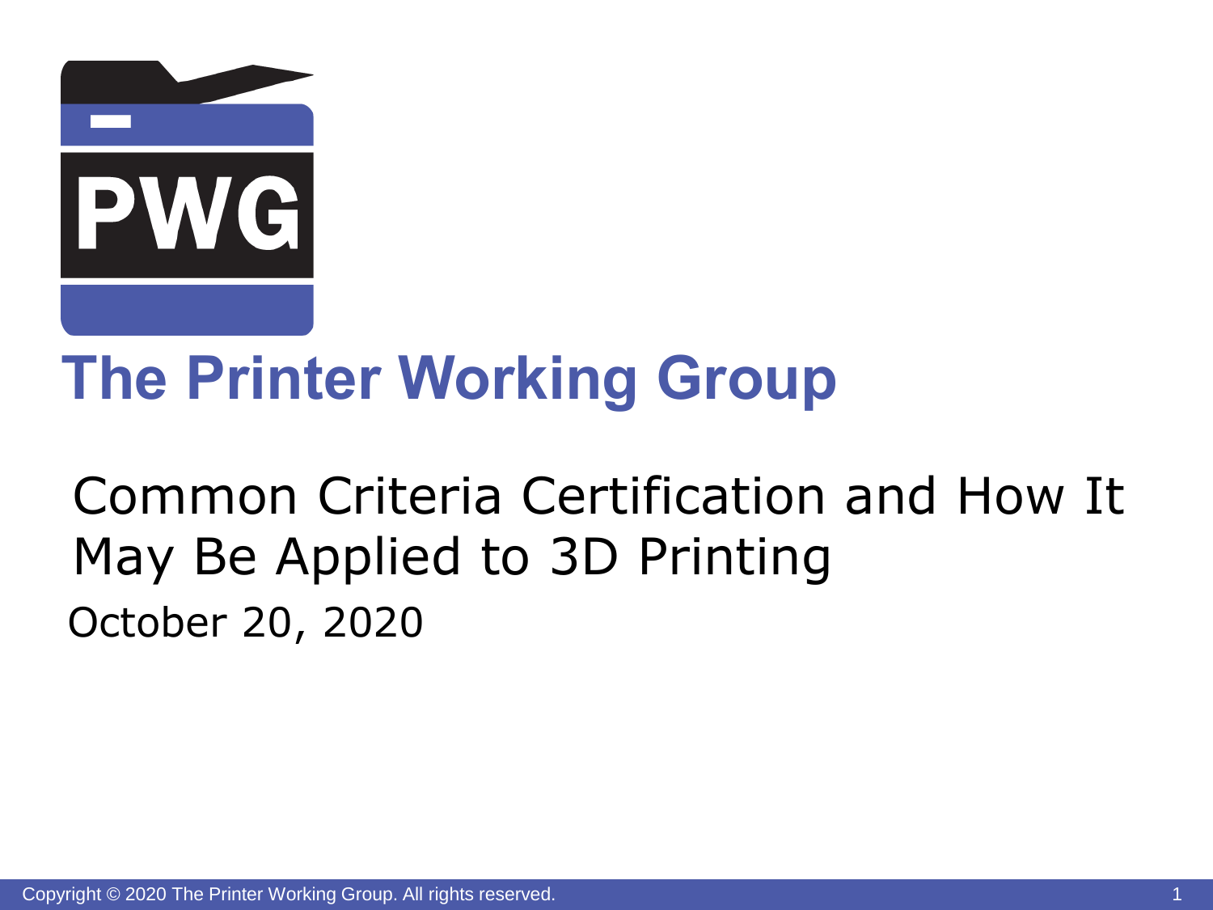# The Printer Working Group

## Common Criteria Certification and How It May Be Applied to 3D Printing

October 20, 2020

Copyright © 2020 The Printer Working Group. All rights reserved.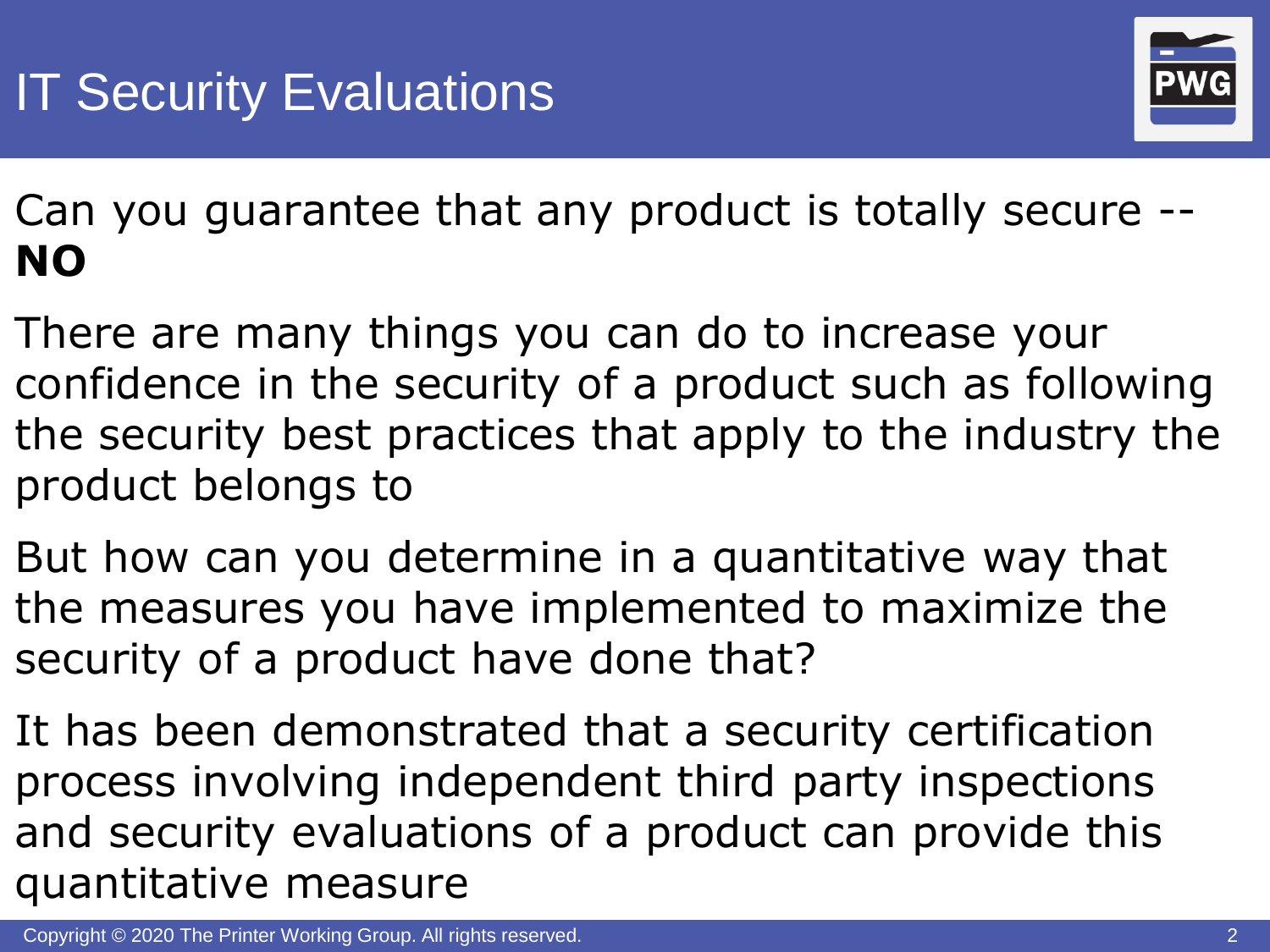# IT Security Evaluations

Can you guarantee that any product is totally secure -- **NO**

There are many things you can do to increase your confidence in the security of a product such as following the security best practices that apply to the industry the product belongs to

But how can you determine in a quantitative way that the measures you have implemented to maximize the security of a product have done that?

It has been demonstrated that a security certification process involving independent third party inspections and security evaluations of a product can provide this quantitative measure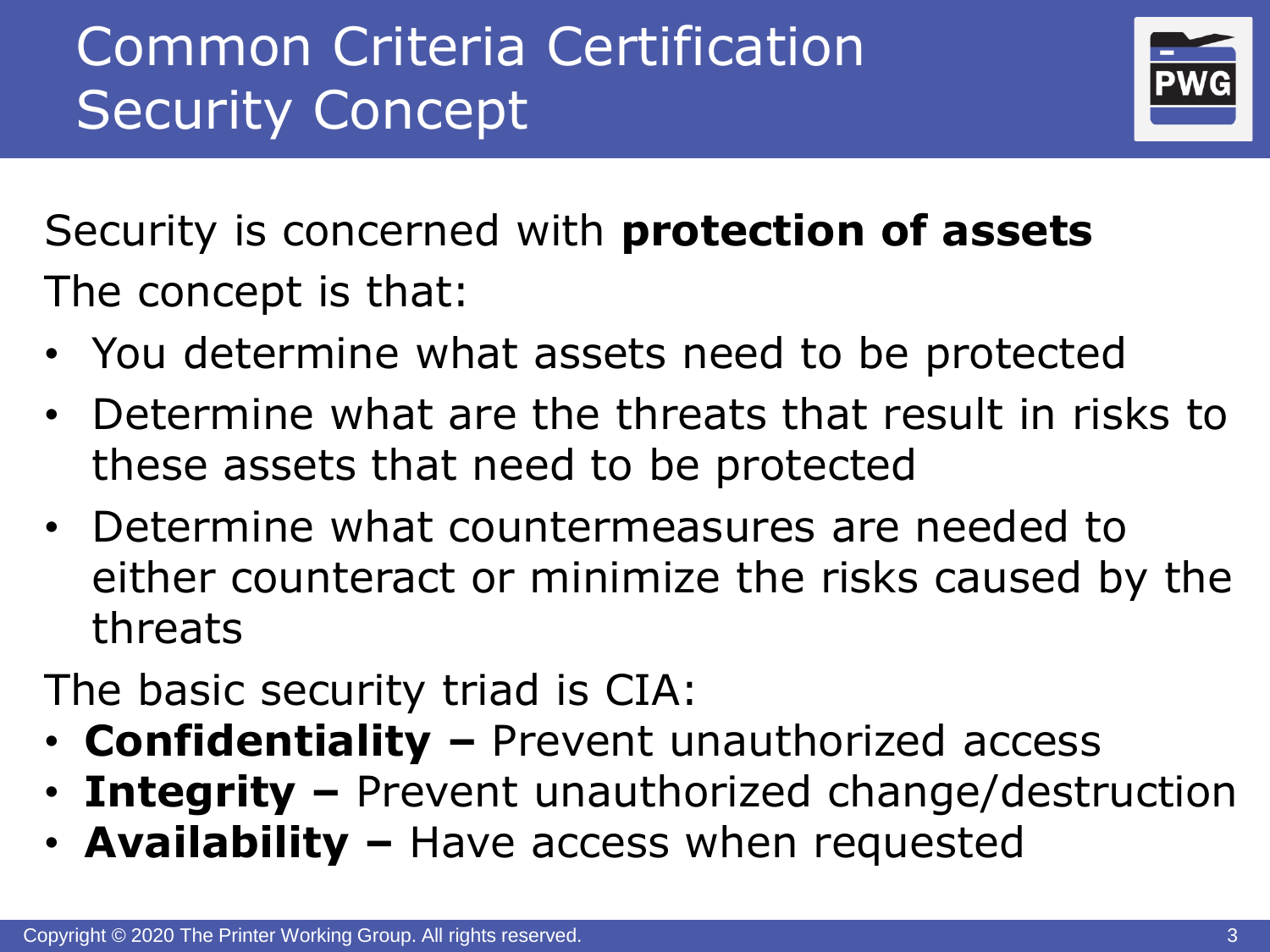# Common Criteria Certification Security Concept

Security is concerned with **protection of assets**

The concept is that:

- You determine what assets need to be protected
- Determine what are the threats that result in risks to these assets that need to be protected
- Determine what countermeasures are needed to either counteract or minimize the risks caused by the threats

The basic security triad is CIA:

- **Confidentiality –** Prevent unauthorized access
- **Integrity –** Prevent unauthorized change/destruction
- **Availability –** Have access when requested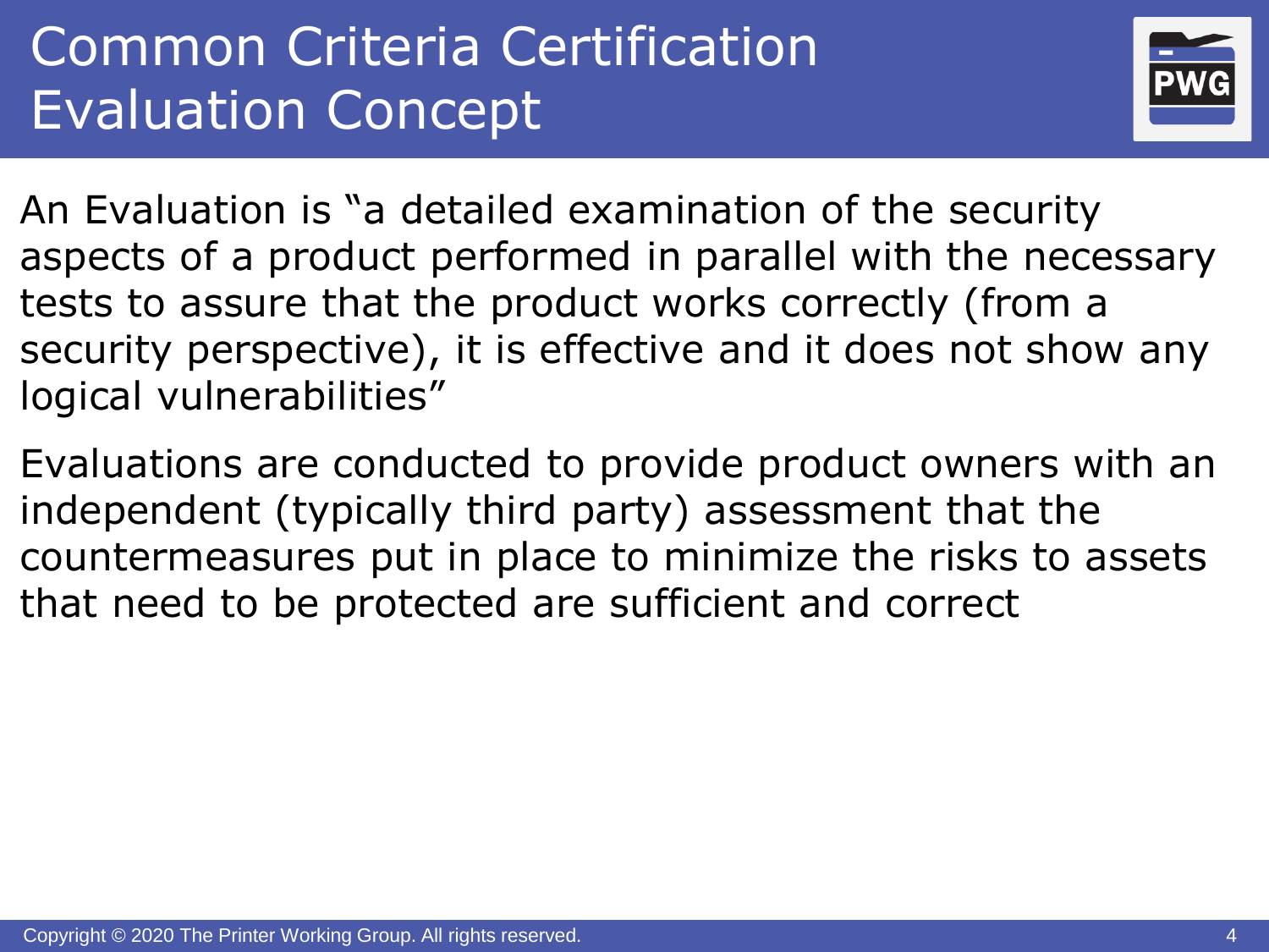# Common Criteria Certification Evaluation Concept

An Evaluation is "a detailed examination of the security aspects of a product performed in parallel with the necessary tests to assure that the product works correctly (from a security perspective), it is effective and it does not show any logical vulnerabilities"

Evaluations are conducted to provide product owners with an independent (typically third party) assessment that the countermeasures put in place to minimize the risks to assets that need to be protected are sufficient and correct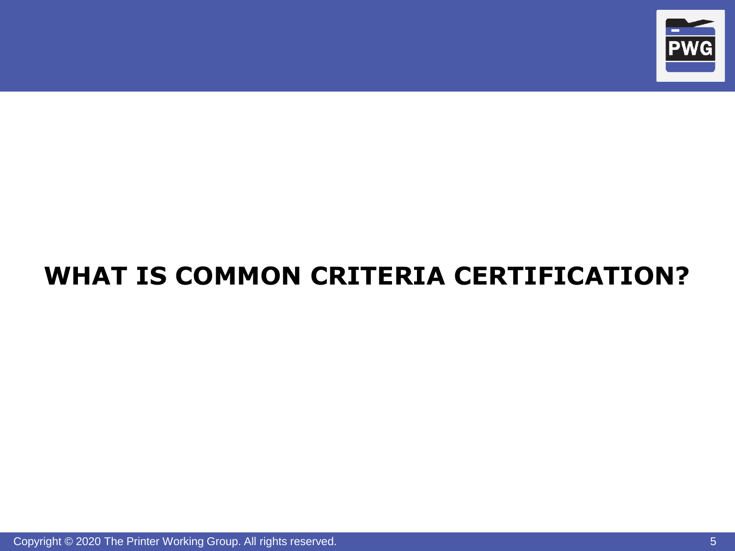# WHAT IS COMMON CRITERIA CERTIFICATION?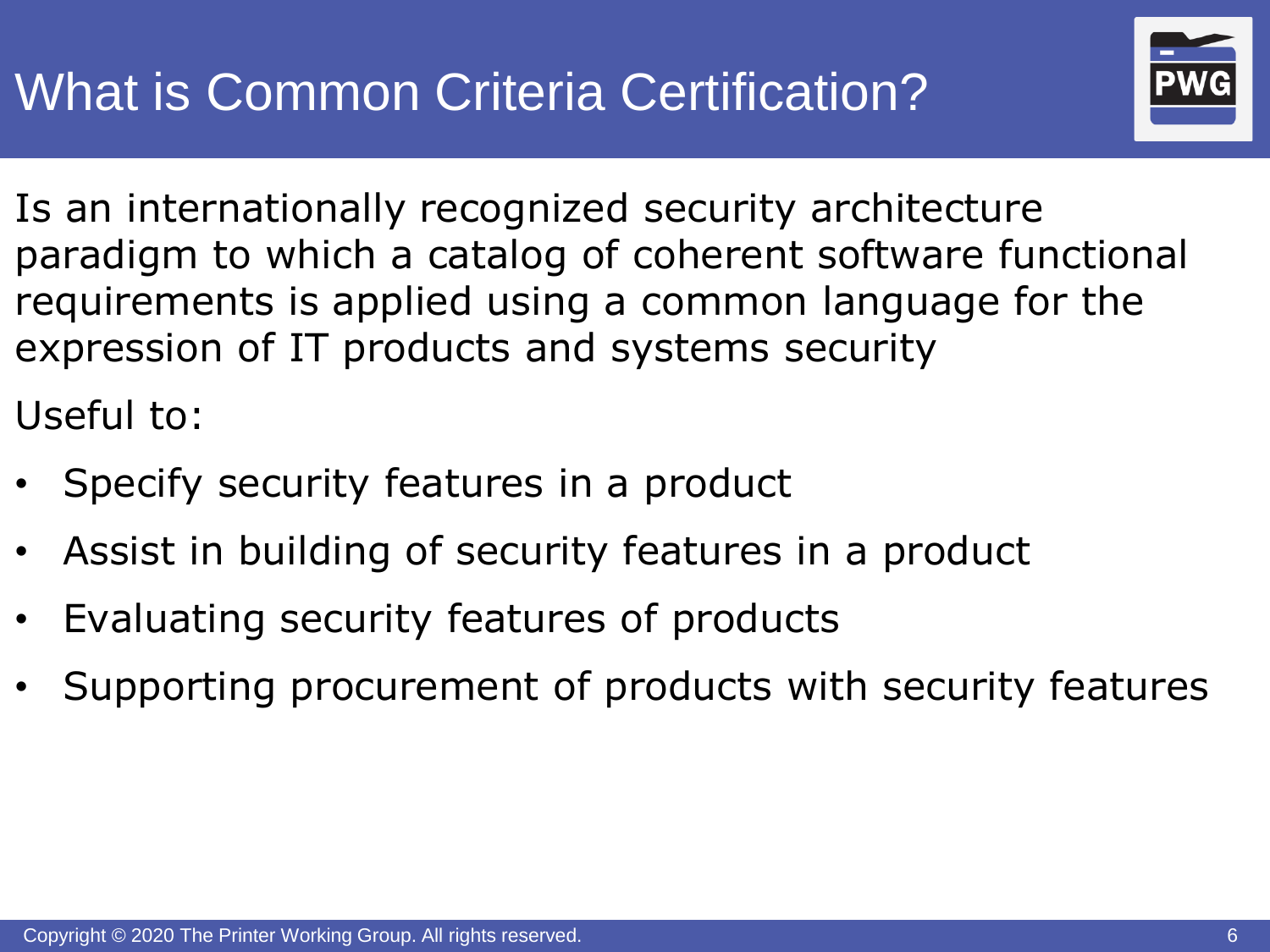# What is Common Criteria Certification?

Is an internationally recognized security architecture paradigm to which a catalog of coherent software functional requirements is applied using a common language for the expression of IT products and systems security

Useful to:

- Specify security features in a product
- Assist in building of security features in a product
- Evaluating security features of products
- Supporting procurement of products with security features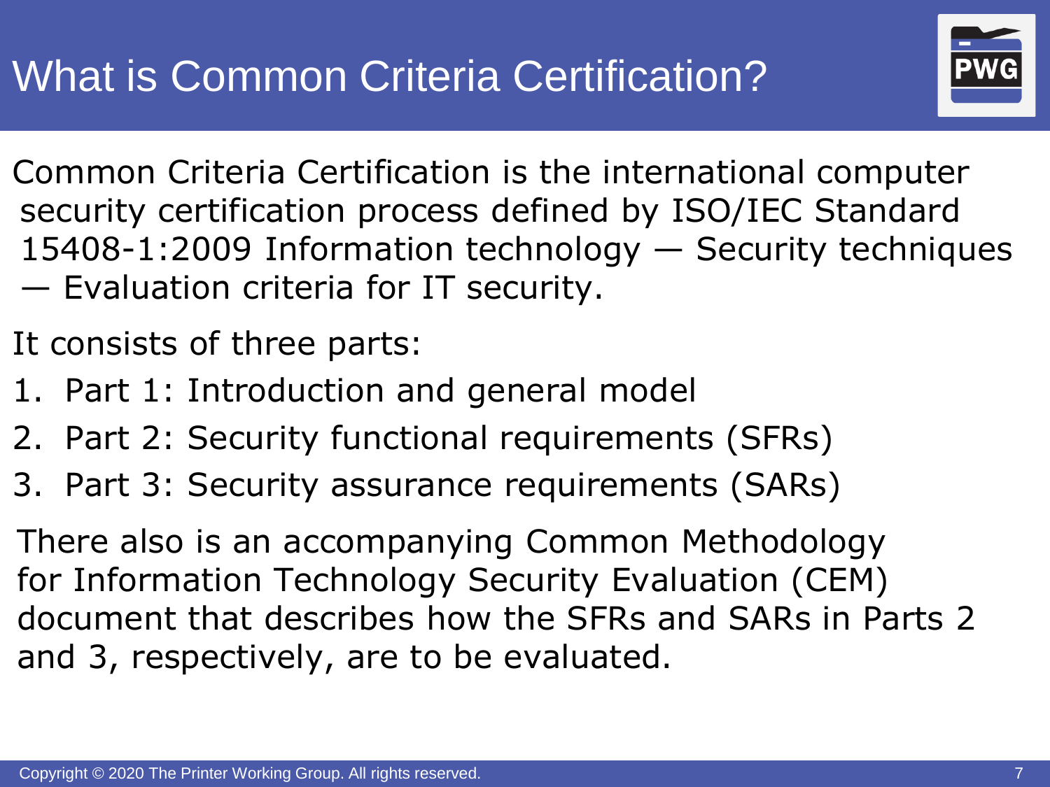# What is Common Criteria Certification?

Common Criteria Certification is the international computer security certification process defined by ISO/IEC Standard 15408-1:2009 Information technology — Security techniques — Evaluation criteria for IT security.

It consists of three parts:

1. Part 1: Introduction and general model
2. Part 2: Security functional requirements (SFRs)
3. Part 3: Security assurance requirements (SARs)

There also is an accompanying Common Methodology for Information Technology Security Evaluation (CEM) document that describes how the SFRs and SARs in Parts 2 and 3, respectively, are to be evaluated.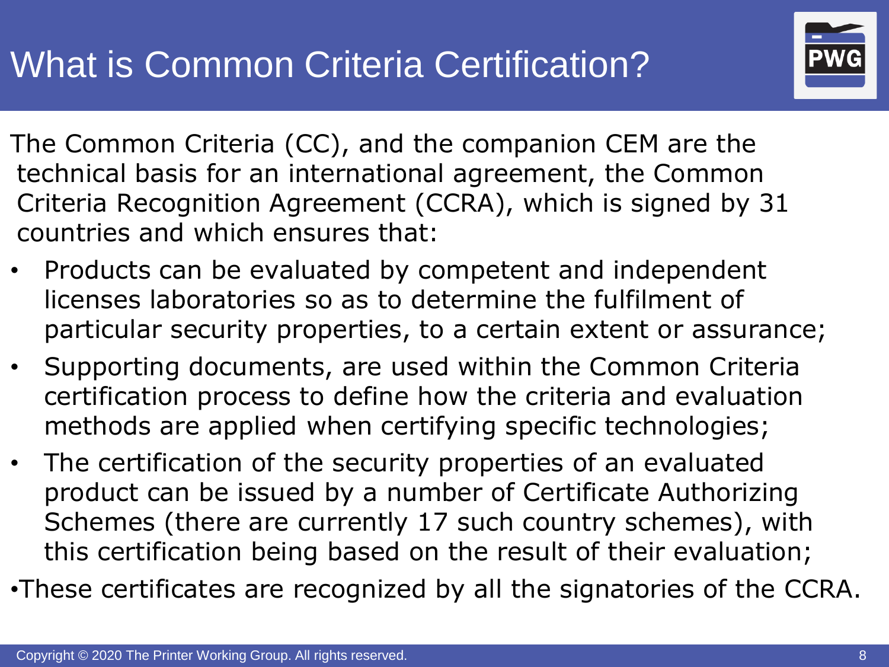# What is Common Criteria Certification?

The Common Criteria (CC), and the companion CEM are the technical basis for an international agreement, the Common Criteria Recognition Agreement (CCRA), which is signed by 31 countries and which ensures that:

- Products can be evaluated by competent and independent licenses laboratories so as to determine the fulfilment of particular security properties, to a certain extent or assurance;
- Supporting documents, are used within the Common Criteria certification process to define how the criteria and evaluation methods are applied when certifying specific technologies;
- The certification of the security properties of an evaluated product can be issued by a number of Certificate Authorizing Schemes (there are currently 17 such country schemes), with this certification being based on the result of their evaluation;
- These certificates are recognized by all the signatories of the CCRA.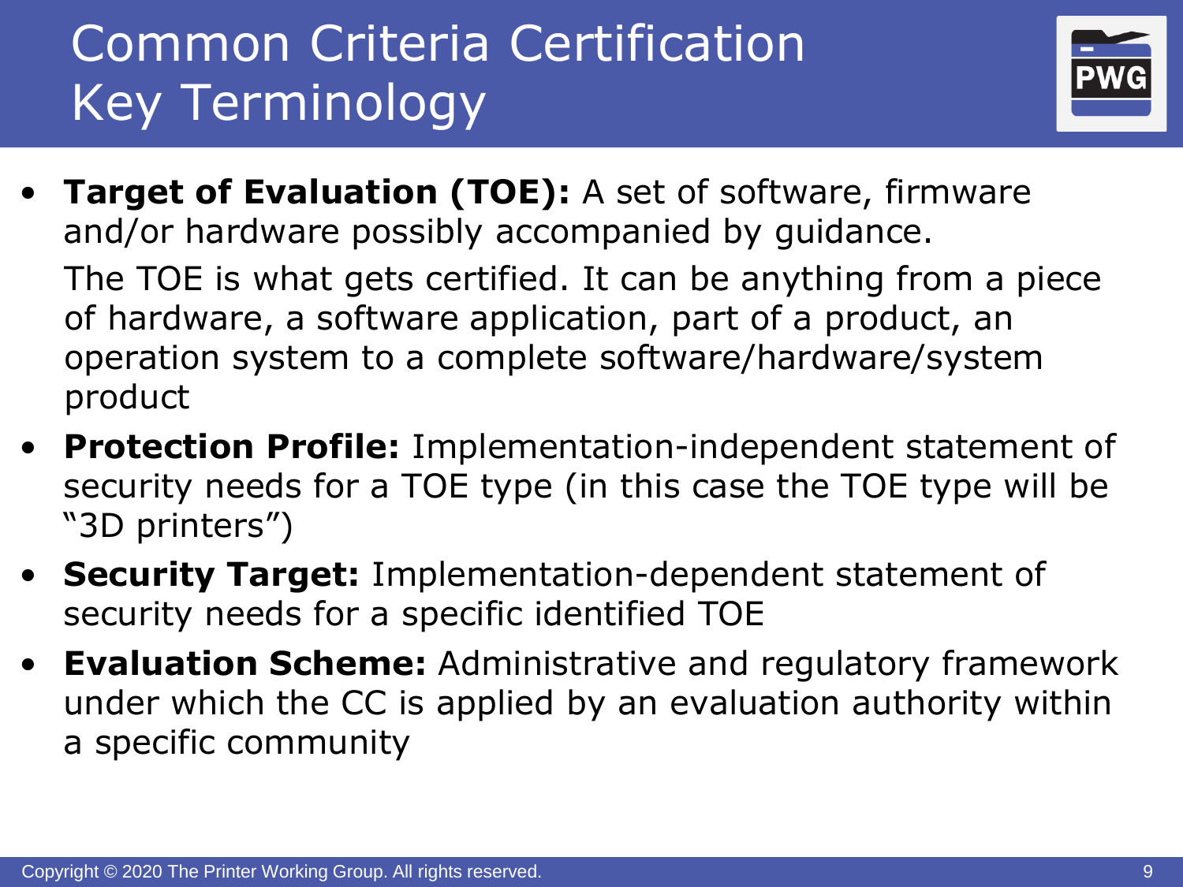# Common Criteria Certification Key Terminology

- **Target of Evaluation (TOE):** A set of software, firmware and/or hardware possibly accompanied by guidance.

  The TOE is what gets certified. It can be anything from a piece of hardware, a software application, part of a product, an operation system to a complete software/hardware/system product
- **Protection Profile:** Implementation-independent statement of security needs for a TOE type (in this case the TOE type will be "3D printers")
- **Security Target:** Implementation-dependent statement of security needs for a specific identified TOE
- **Evaluation Scheme:** Administrative and regulatory framework under which the CC is applied by an evaluation authority within a specific community

Copyright © 2020 The Printer Working Group. All rights reserved.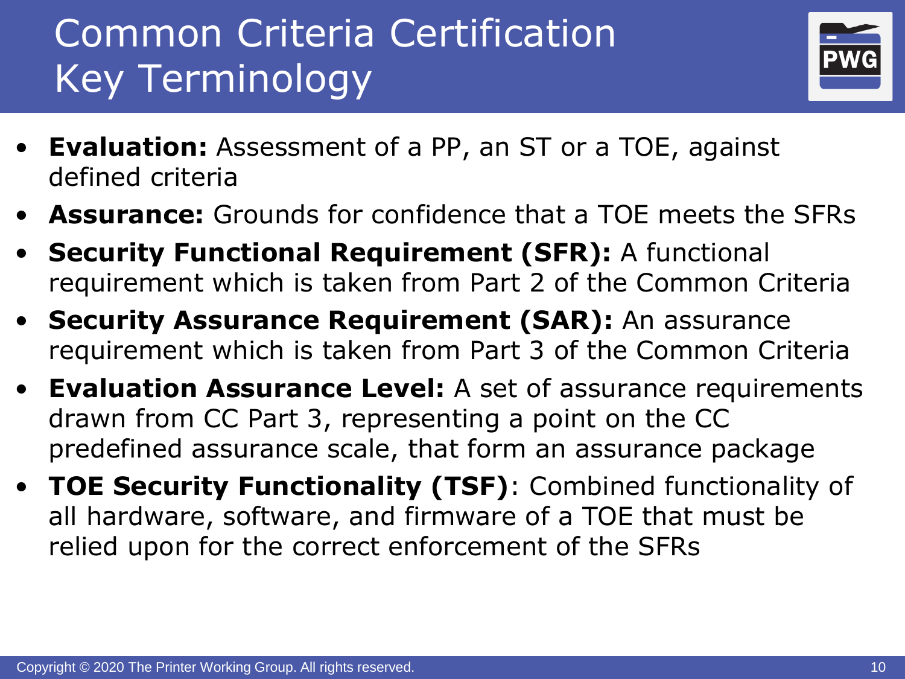# Common Criteria Certification Key Terminology

- **Evaluation:** Assessment of a PP, an ST or a TOE, against defined criteria
- **Assurance:** Grounds for confidence that a TOE meets the SFRs
- **Security Functional Requirement (SFR):** A functional requirement which is taken from Part 2 of the Common Criteria
- **Security Assurance Requirement (SAR):** An assurance requirement which is taken from Part 3 of the Common Criteria
- **Evaluation Assurance Level:** A set of assurance requirements drawn from CC Part 3, representing a point on the CC predefined assurance scale, that form an assurance package
- **TOE Security Functionality (TSF)**: Combined functionality of all hardware, software, and firmware of a TOE that must be relied upon for the correct enforcement of the SFRs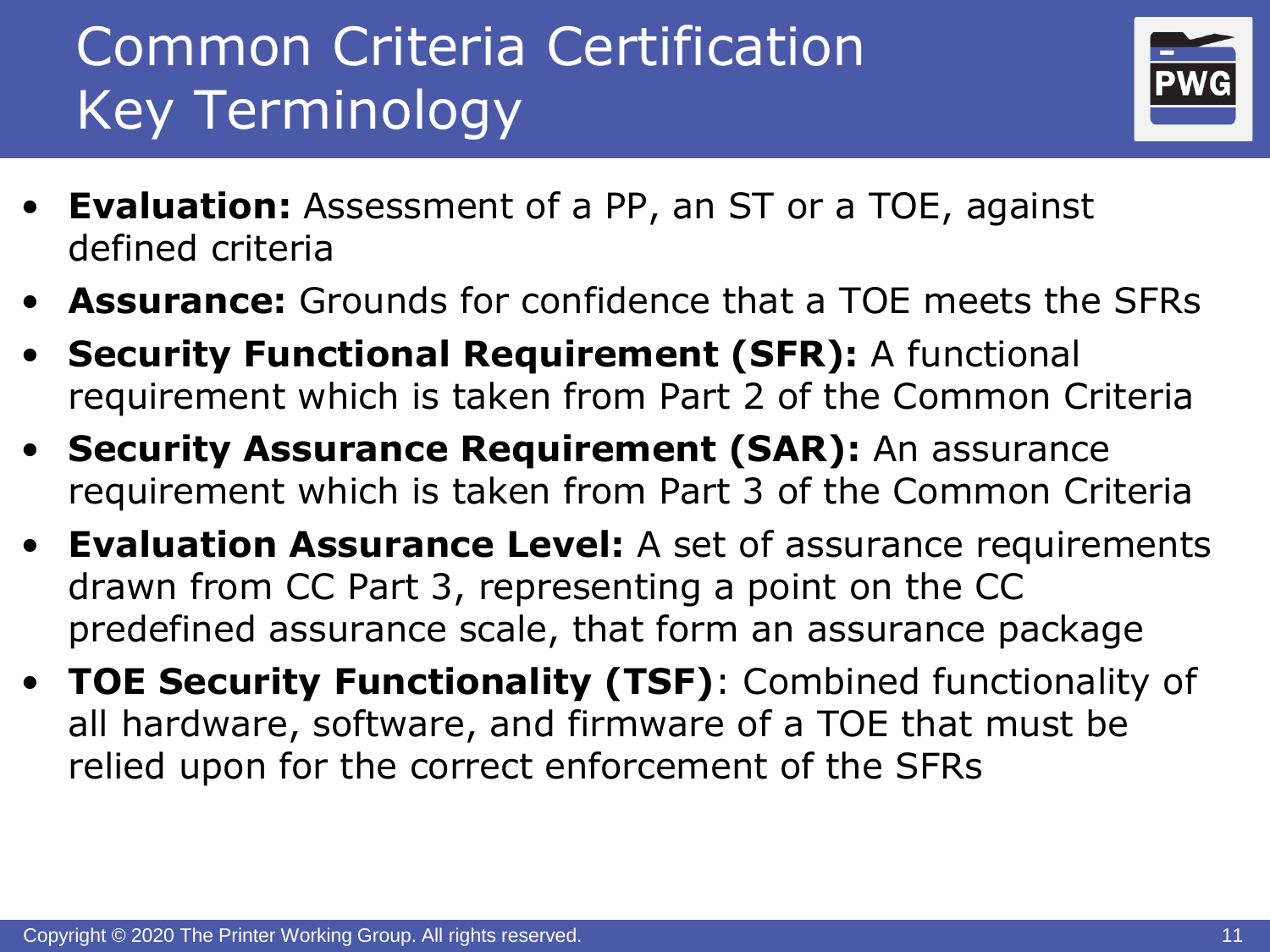# Common Criteria Certification Key Terminology

- **Evaluation:** Assessment of a PP, an ST or a TOE, against defined criteria
- **Assurance:** Grounds for confidence that a TOE meets the SFRs
- **Security Functional Requirement (SFR):** A functional requirement which is taken from Part 2 of the Common Criteria
- **Security Assurance Requirement (SAR):** An assurance requirement which is taken from Part 3 of the Common Criteria
- **Evaluation Assurance Level:** A set of assurance requirements drawn from CC Part 3, representing a point on the CC predefined assurance scale, that form an assurance package
- **TOE Security Functionality (TSF)**: Combined functionality of all hardware, software, and firmware of a TOE that must be relied upon for the correct enforcement of the SFRs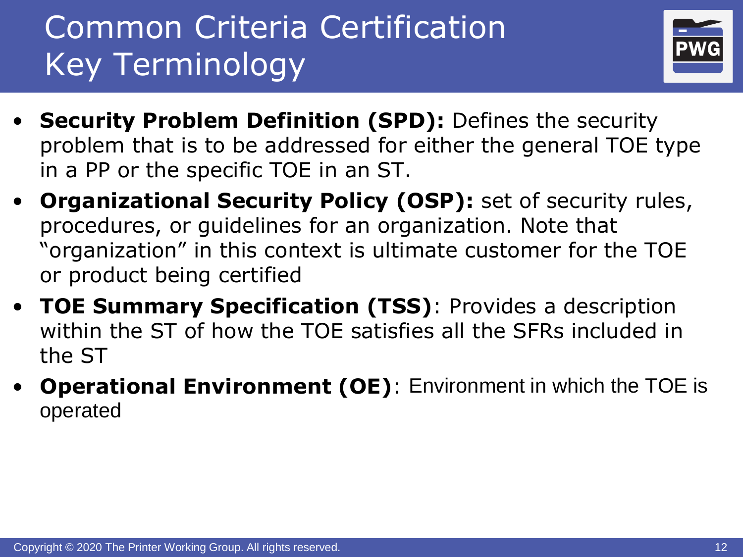# Common Criteria Certification Key Terminology

- **Security Problem Definition (SPD):** Defines the security problem that is to be addressed for either the general TOE type in a PP or the specific TOE in an ST.
- **Organizational Security Policy (OSP):** set of security rules, procedures, or guidelines for an organization. Note that "organization" in this context is ultimate customer for the TOE or product being certified
- **TOE Summary Specification (TSS)**: Provides a description within the ST of how the TOE satisfies all the SFRs included in the ST
- **Operational Environment (OE)**: Environment in which the TOE is operated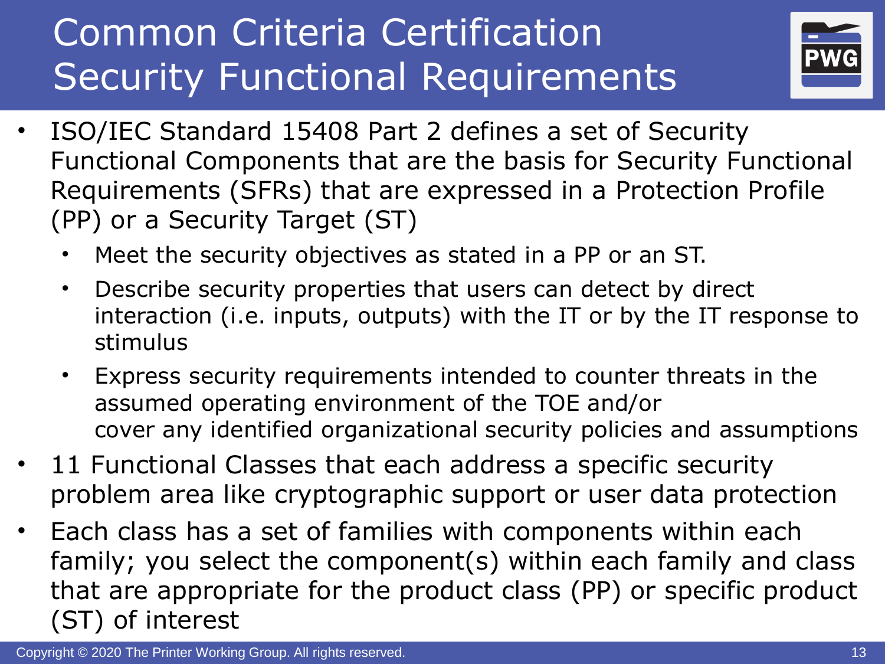# Common Criteria Certification Security Functional Requirements

- ISO/IEC Standard 15408 Part 2 defines a set of Security Functional Components that are the basis for Security Functional Requirements (SFRs) that are expressed in a Protection Profile (PP) or a Security Target (ST)
  - Meet the security objectives as stated in a PP or an ST.
  - Describe security properties that users can detect by direct interaction (i.e. inputs, outputs) with the IT or by the IT response to stimulus
  - Express security requirements intended to counter threats in the assumed operating environment of the TOE and/or cover any identified organizational security policies and assumptions
- 11 Functional Classes that each address a specific security problem area like cryptographic support or user data protection
- Each class has a set of families with components within each family; you select the component(s) within each family and class that are appropriate for the product class (PP) or specific product (ST) of interest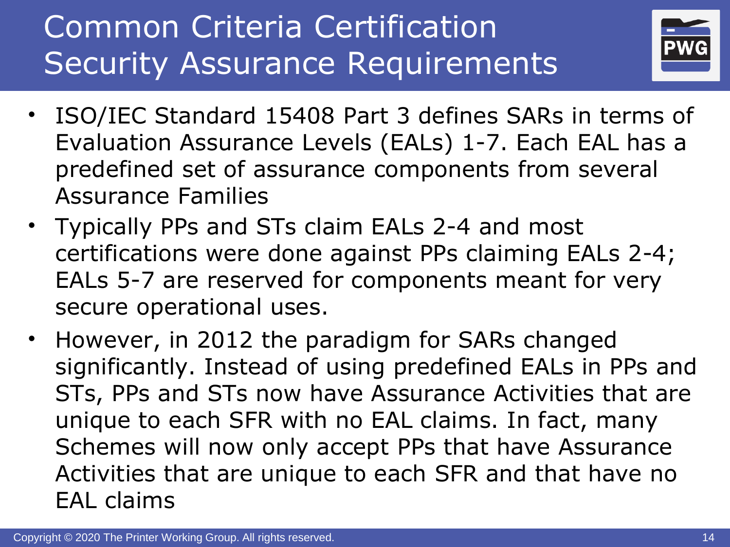# Common Criteria Certification Security Assurance Requirements

- ISO/IEC Standard 15408 Part 3 defines SARs in terms of Evaluation Assurance Levels (EALs) 1-7. Each EAL has a predefined set of assurance components from several Assurance Families
- Typically PPs and STs claim EALs 2-4 and most certifications were done against PPs claiming EALs 2-4; EALs 5-7 are reserved for components meant for very secure operational uses.
- However, in 2012 the paradigm for SARs changed significantly. Instead of using predefined EALs in PPs and STs, PPs and STs now have Assurance Activities that are unique to each SFR with no EAL claims. In fact, many Schemes will now only accept PPs that have Assurance Activities that are unique to each SFR and that have no EAL claims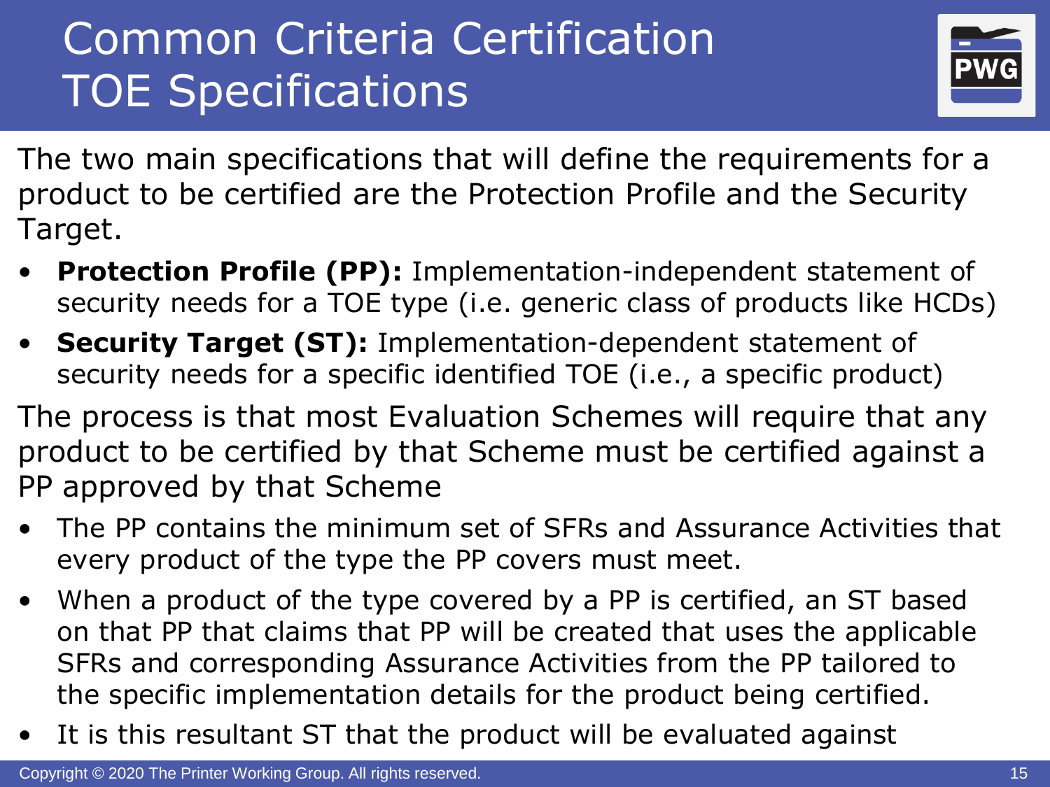# Common Criteria Certification TOE Specifications

The two main specifications that will define the requirements for a product to be certified are the Protection Profile and the Security Target.

- **Protection Profile (PP):** Implementation-independent statement of security needs for a TOE type (i.e. generic class of products like HCDs)
- **Security Target (ST):** Implementation-dependent statement of security needs for a specific identified TOE (i.e., a specific product)

The process is that most Evaluation Schemes will require that any product to be certified by that Scheme must be certified against a PP approved by that Scheme

- The PP contains the minimum set of SFRs and Assurance Activities that every product of the type the PP covers must meet.
- When a product of the type covered by a PP is certified, an ST based on that PP that claims that PP will be created that uses the applicable SFRs and corresponding Assurance Activities from the PP tailored to the specific implementation details for the product being certified.
- It is this resultant ST that the product will be evaluated against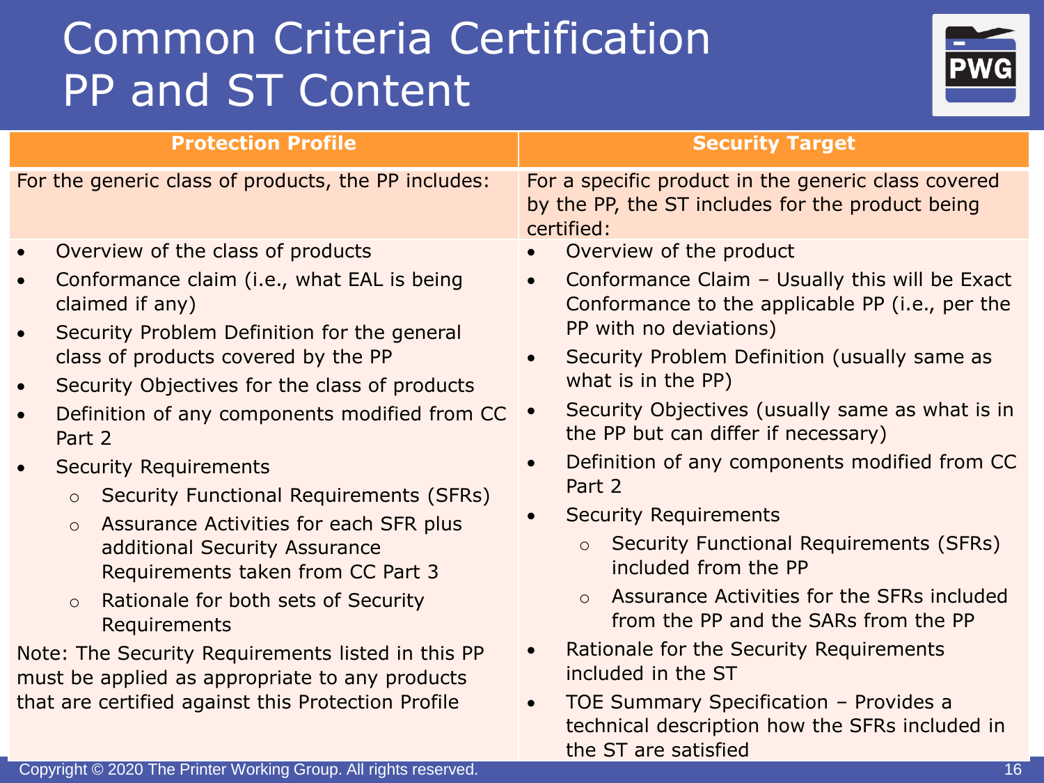# Common Criteria Certification PP and ST Content

| Protection Profile | Security Target |
|---|---|
| For the generic class of products, the PP includes: | For a specific product in the generic class covered by the PP, the ST includes for the product being certified: |
| • Overview of the class of products<br>• Conformance claim (i.e., what EAL is being claimed if any)<br>• Security Problem Definition for the general class of products covered by the PP<br>• Security Objectives for the class of products<br>• Definition of any components modified from CC Part 2<br>• Security Requirements<br>  ○ Security Functional Requirements (SFRs)<br>  ○ Assurance Activities for each SFR plus additional Security Assurance Requirements taken from CC Part 3<br>  ○ Rationale for both sets of Security Requirements<br><br>Note: The Security Requirements listed in this PP must be applied as appropriate to any products that are certified against this Protection Profile | • Overview of the product<br>• Conformance Claim – Usually this will be Exact Conformance to the applicable PP (i.e., per the PP with no deviations)<br>• Security Problem Definition (usually same as what is in the PP)<br>• Security Objectives (usually same as what is in the PP but can differ if necessary)<br>• Definition of any components modified from CC Part 2<br>• Security Requirements<br>  ○ Security Functional Requirements (SFRs) included from the PP<br>  ○ Assurance Activities for the SFRs included from the PP and the SARs from the PP<br>• Rationale for the Security Requirements included in the ST<br>• TOE Summary Specification – Provides a technical description how the SFRs included in the ST are satisfied |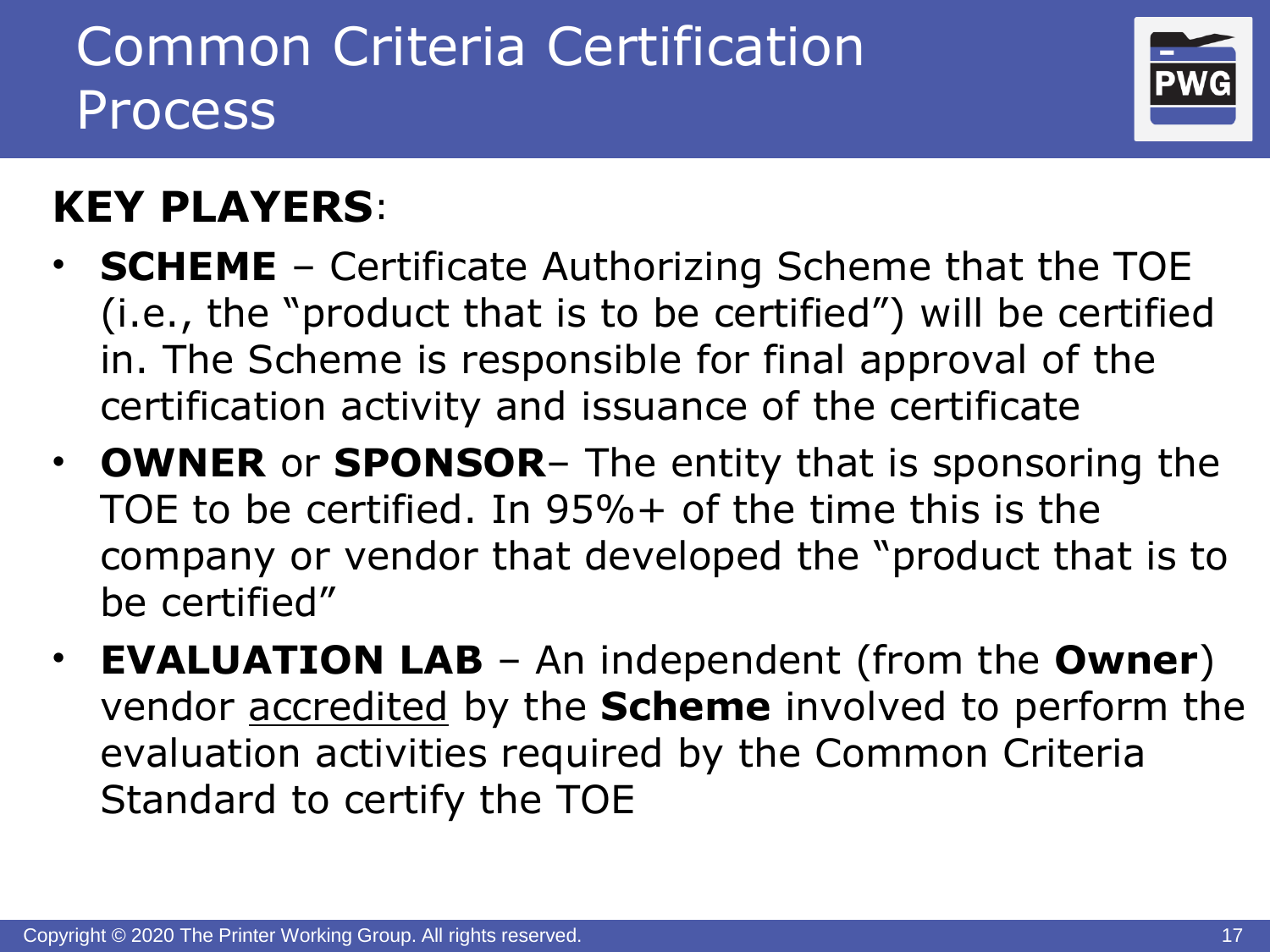# Common Criteria Certification Process

**KEY PLAYERS**:

- **SCHEME** – Certificate Authorizing Scheme that the TOE (i.e., the "product that is to be certified") will be certified in. The Scheme is responsible for final approval of the certification activity and issuance of the certificate
- **OWNER** or **SPONSOR**– The entity that is sponsoring the TOE to be certified. In 95%+ of the time this is the company or vendor that developed the "product that is to be certified"
- **EVALUATION LAB** – An independent (from the **Owner**) vendor accredited by the **Scheme** involved to perform the evaluation activities required by the Common Criteria Standard to certify the TOE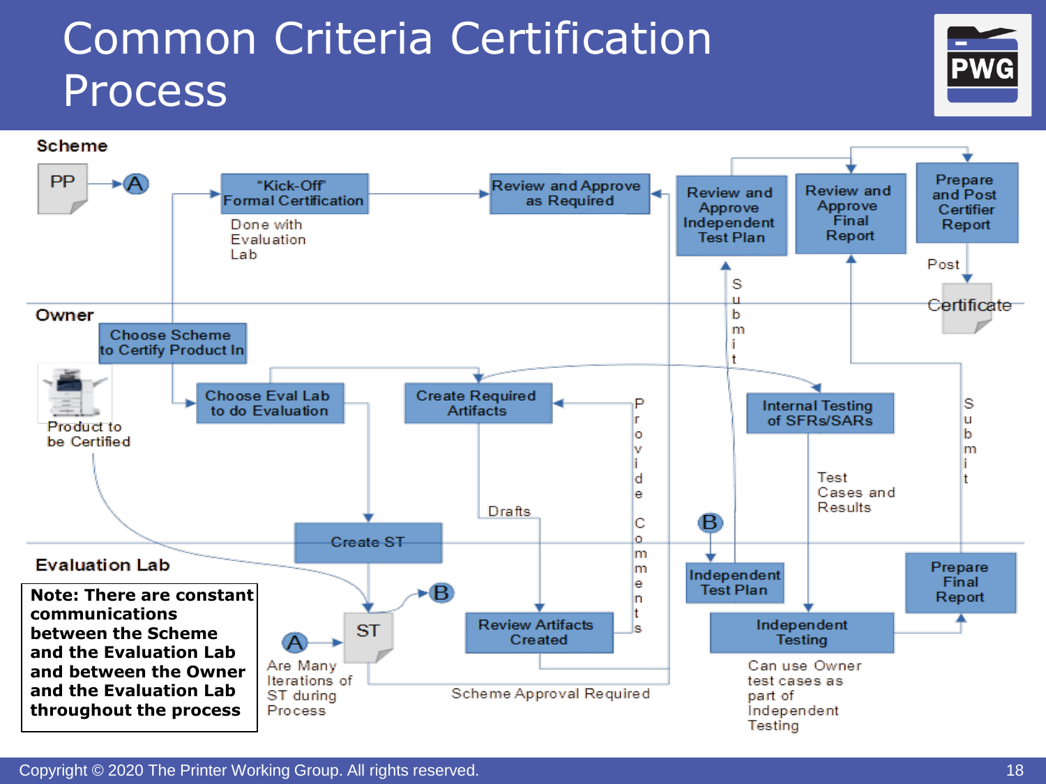# Common Criteria Certification Process

**Scheme**

PP → (A)

"Kick-Off" Formal Certification

Done with Evaluation Lab

Review and Approve as Required

Review and Approve Independent Test Plan

Review and Approve Final Report

Prepare and Post Certifier Report

Post

Certificate

**Owner**

Choose Scheme to Certify Product In

Product to be Certified

Choose Eval Lab to do Evaluation

Create Required Artifacts

Internal Testing of SFRs/SARs

Submit

Test Cases and Results

Submit

Provide Comments

Drafts

**Evaluation Lab**

Create ST

(A) → ST → (B)

Are Many Iterations of ST during Process

Review Artifacts Created

Scheme Approval Required

(B)

Independent Test Plan

Independent Testing

Can use Owner test cases as part of Independent Testing

Prepare Final Report

**Note: There are constant communications between the Scheme and the Evaluation Lab and between the Owner and the Evaluation Lab throughout the process**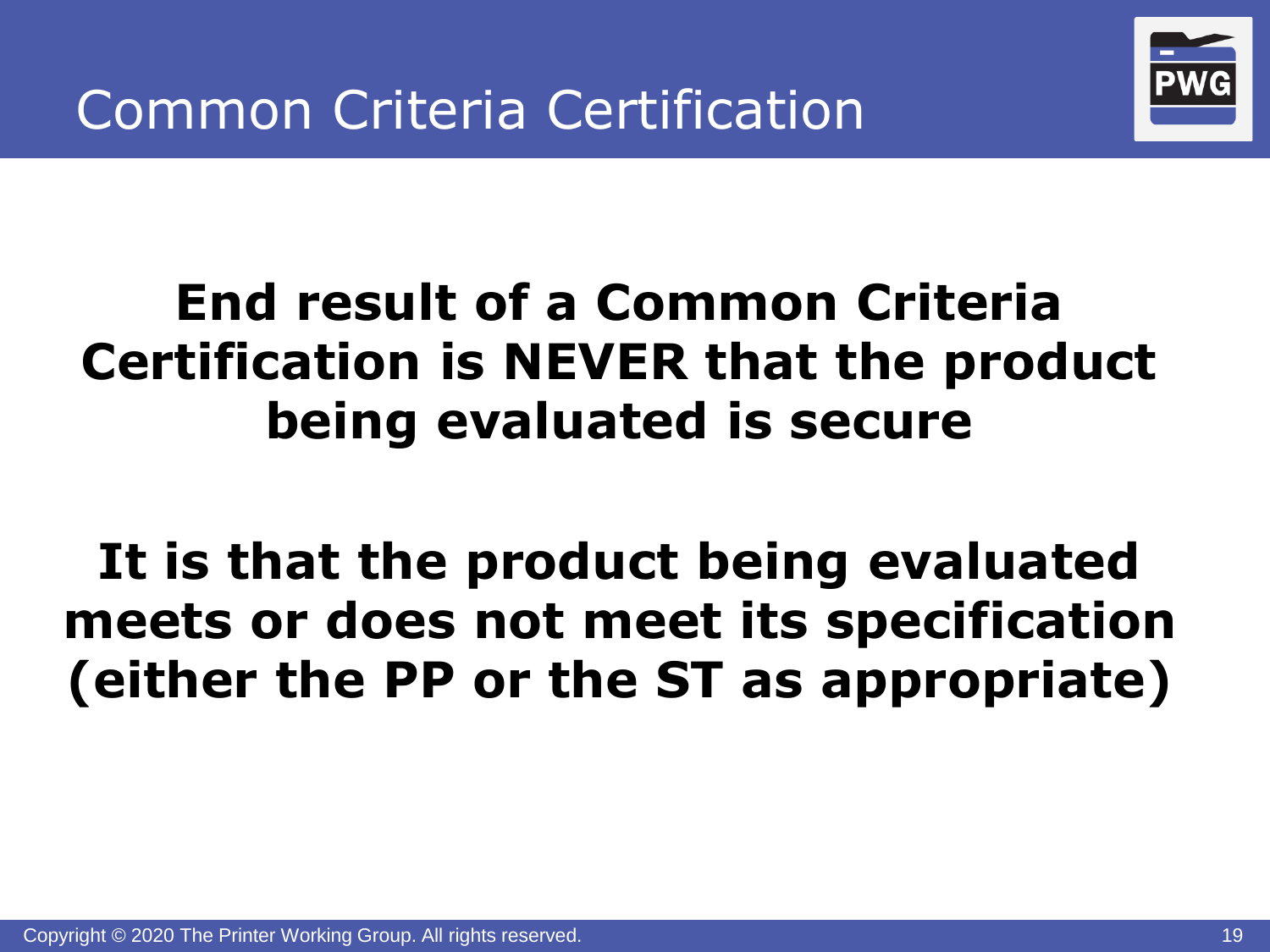# Common Criteria Certification

**End result of a Common Criteria Certification is NEVER that the product being evaluated is secure**

**It is that the product being evaluated meets or does not meet its specification (either the PP or the ST as appropriate)**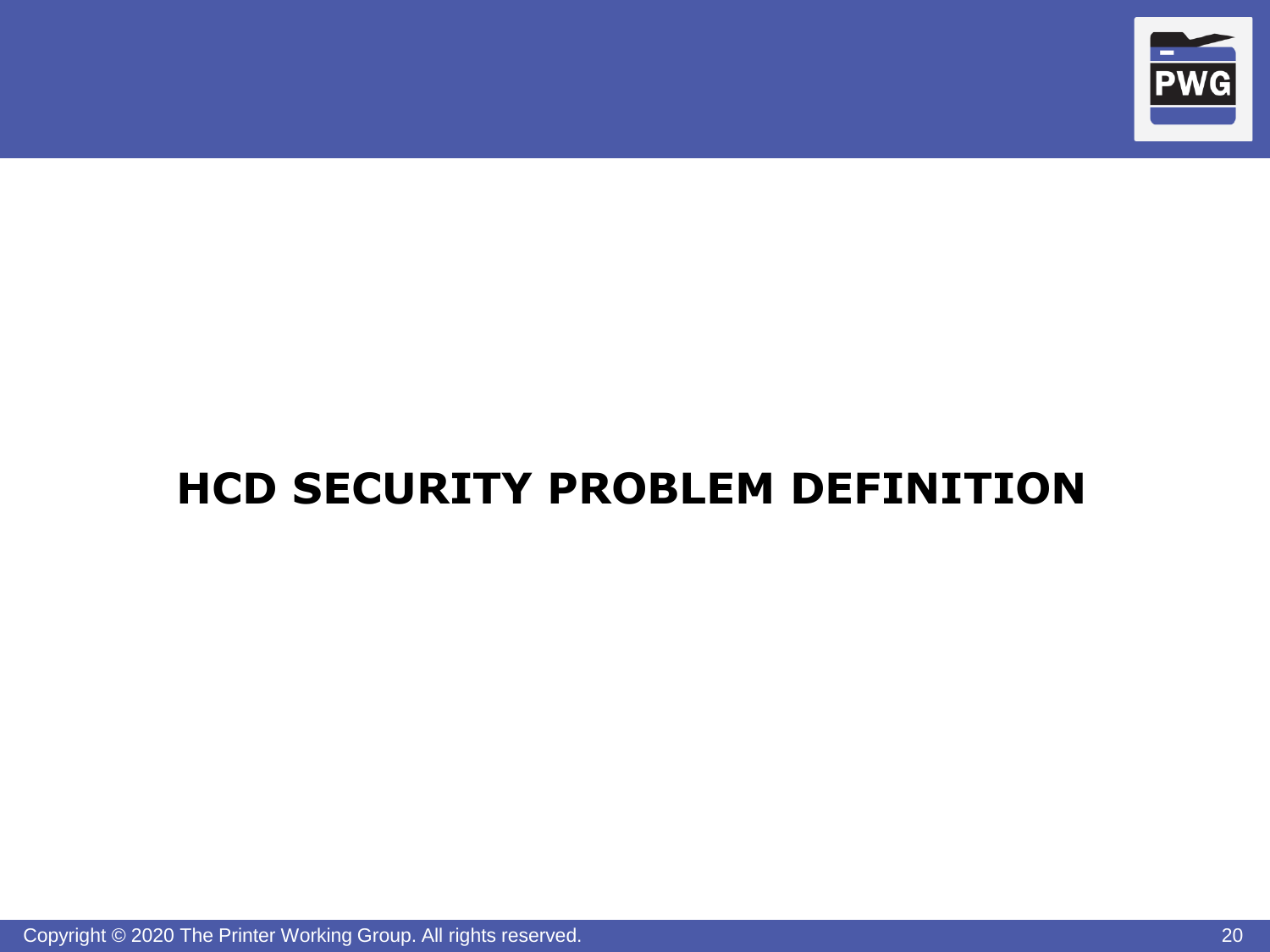# HCD SECURITY PROBLEM DEFINITION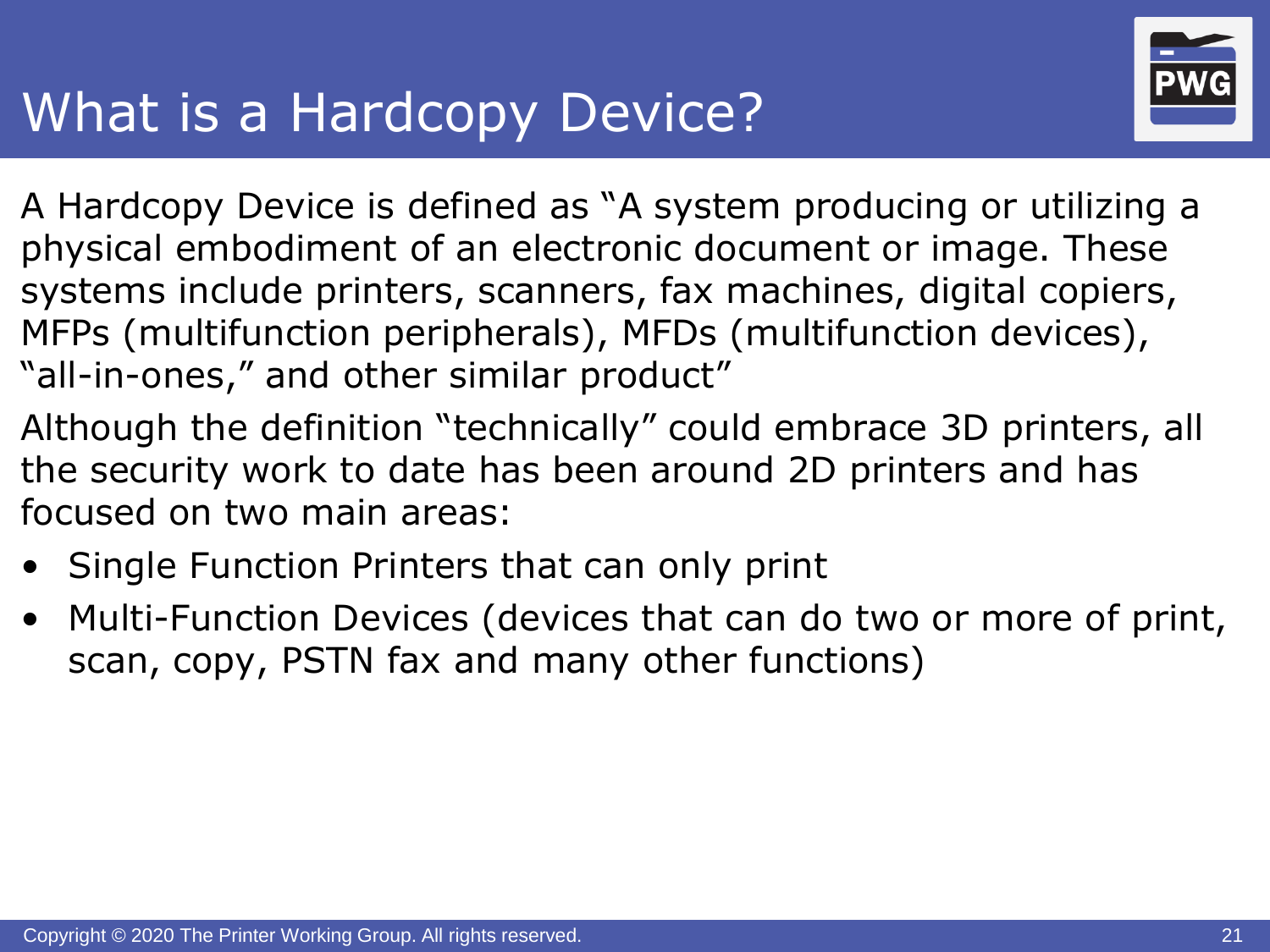# What is a Hardcopy Device?

A Hardcopy Device is defined as "A system producing or utilizing a physical embodiment of an electronic document or image. These systems include printers, scanners, fax machines, digital copiers, MFPs (multifunction peripherals), MFDs (multifunction devices), "all-in-ones," and other similar product"

Although the definition "technically" could embrace 3D printers, all the security work to date has been around 2D printers and has focused on two main areas:

- Single Function Printers that can only print
- Multi-Function Devices (devices that can do two or more of print, scan, copy, PSTN fax and many other functions)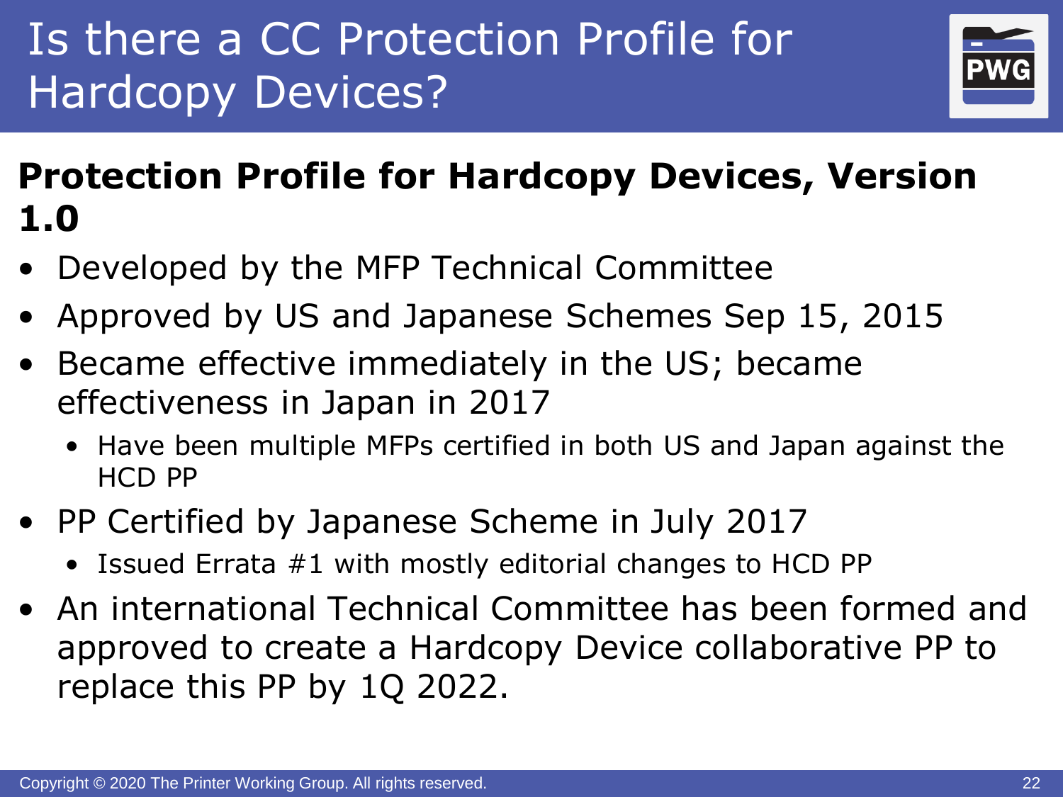# Is there a CC Protection Profile for Hardcopy Devices?

**Protection Profile for Hardcopy Devices, Version 1.0**

- Developed by the MFP Technical Committee
- Approved by US and Japanese Schemes Sep 15, 2015
- Became effective immediately in the US; became effectiveness in Japan in 2017
  - Have been multiple MFPs certified in both US and Japan against the HCD PP
- PP Certified by Japanese Scheme in July 2017
  - Issued Errata #1 with mostly editorial changes to HCD PP
- An international Technical Committee has been formed and approved to create a Hardcopy Device collaborative PP to replace this PP by 1Q 2022.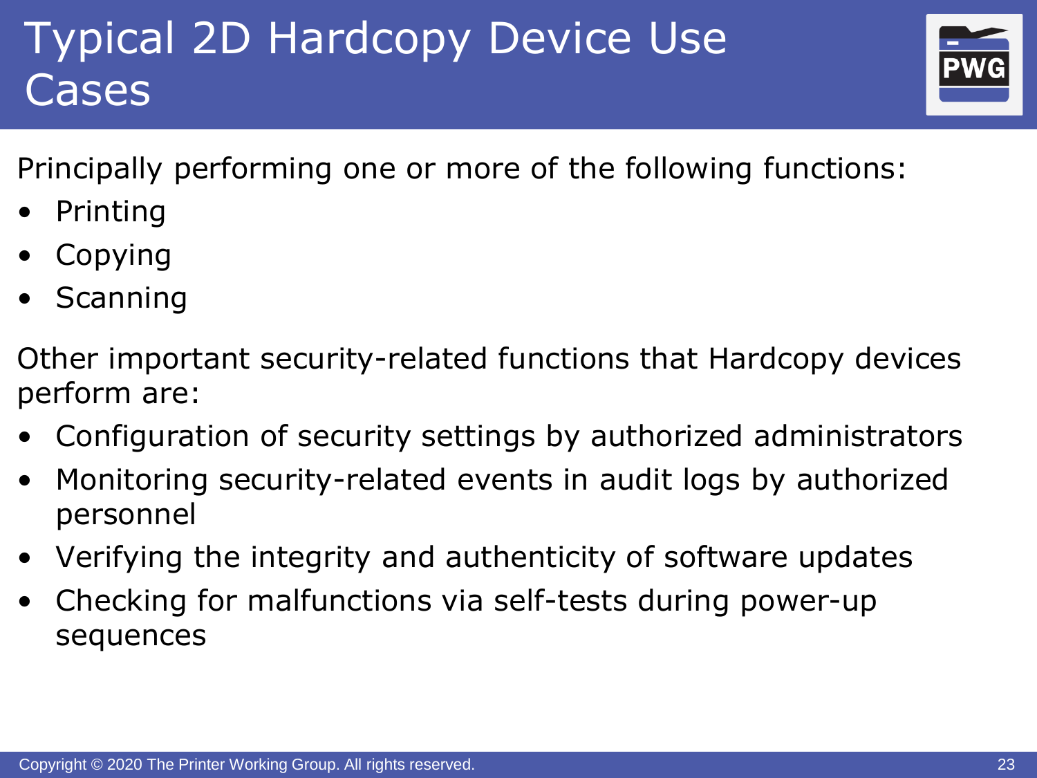# Typical 2D Hardcopy Device Use Cases

Principally performing one or more of the following functions:

- Printing
- Copying
- Scanning

Other important security-related functions that Hardcopy devices perform are:

- Configuration of security settings by authorized administrators
- Monitoring security-related events in audit logs by authorized personnel
- Verifying the integrity and authenticity of software updates
- Checking for malfunctions via self-tests during power-up sequences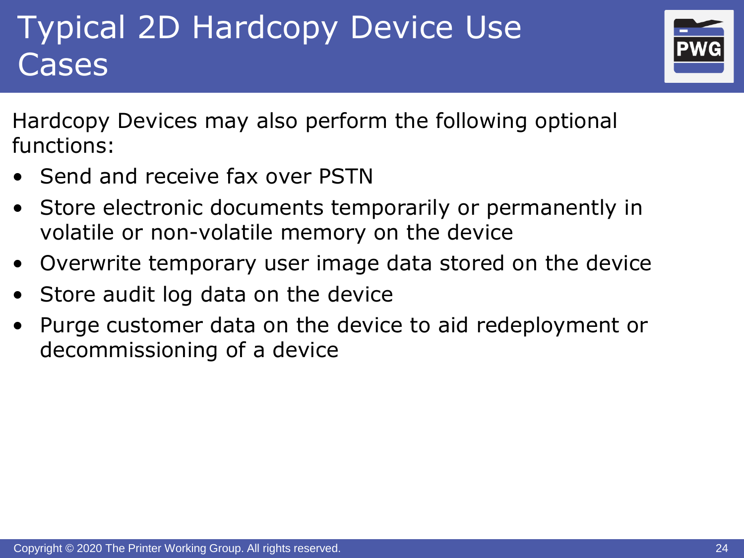# Typical 2D Hardcopy Device Use Cases

Hardcopy Devices may also perform the following optional functions:

- Send and receive fax over PSTN
- Store electronic documents temporarily or permanently in volatile or non-volatile memory on the device
- Overwrite temporary user image data stored on the device
- Store audit log data on the device
- Purge customer data on the device to aid redeployment or decommissioning of a device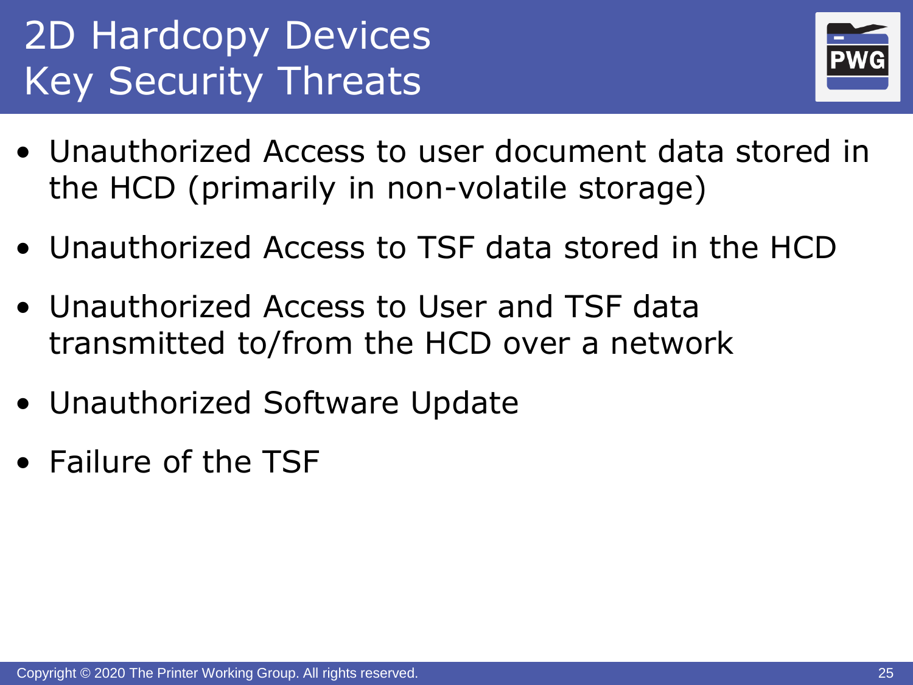# 2D Hardcopy Devices Key Security Threats

- Unauthorized Access to user document data stored in the HCD (primarily in non-volatile storage)
- Unauthorized Access to TSF data stored in the HCD
- Unauthorized Access to User and TSF data transmitted to/from the HCD over a network
- Unauthorized Software Update
- Failure of the TSF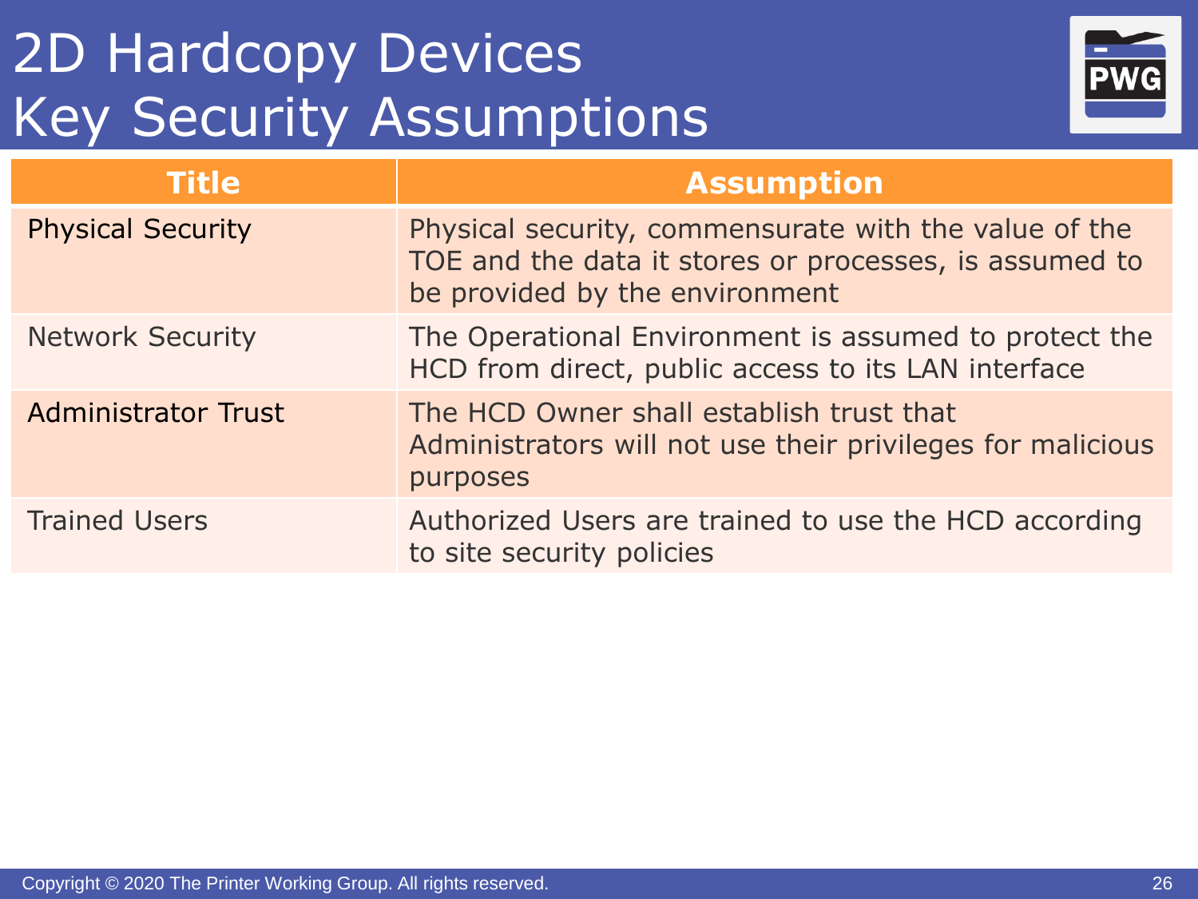# 2D Hardcopy Devices Key Security Assumptions

| Title | Assumption |
|---|---|
| Physical Security | Physical security, commensurate with the value of the TOE and the data it stores or processes, is assumed to be provided by the environment |
| Network Security | The Operational Environment is assumed to protect the HCD from direct, public access to its LAN interface |
| Administrator Trust | The HCD Owner shall establish trust that Administrators will not use their privileges for malicious purposes |
| Trained Users | Authorized Users are trained to use the HCD according to site security policies |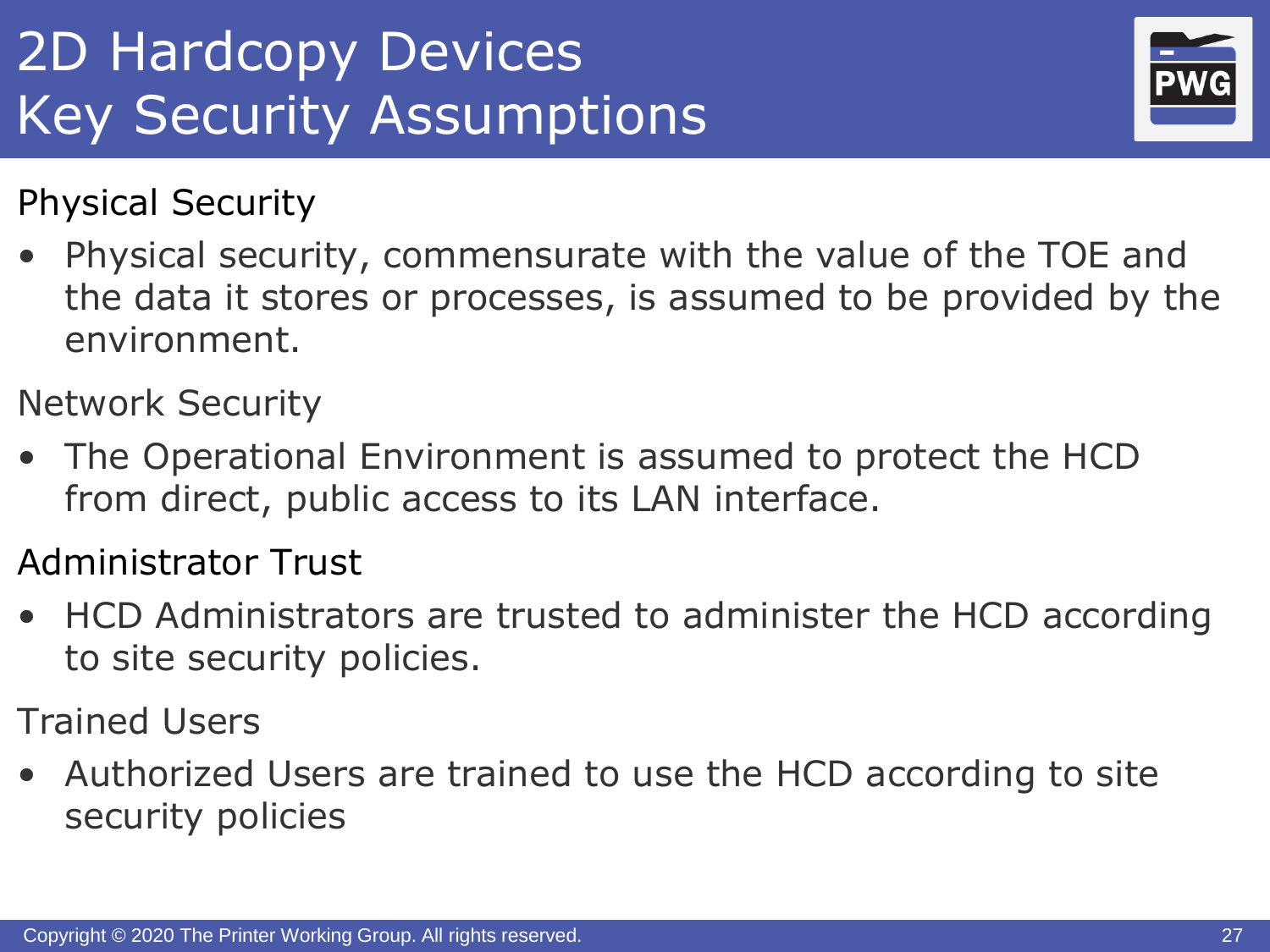# 2D Hardcopy Devices Key Security Assumptions

Physical Security

- Physical security, commensurate with the value of the TOE and the data it stores or processes, is assumed to be provided by the environment.

Network Security

- The Operational Environment is assumed to protect the HCD from direct, public access to its LAN interface.

Administrator Trust

- HCD Administrators are trusted to administer the HCD according to site security policies.

Trained Users

- Authorized Users are trained to use the HCD according to site security policies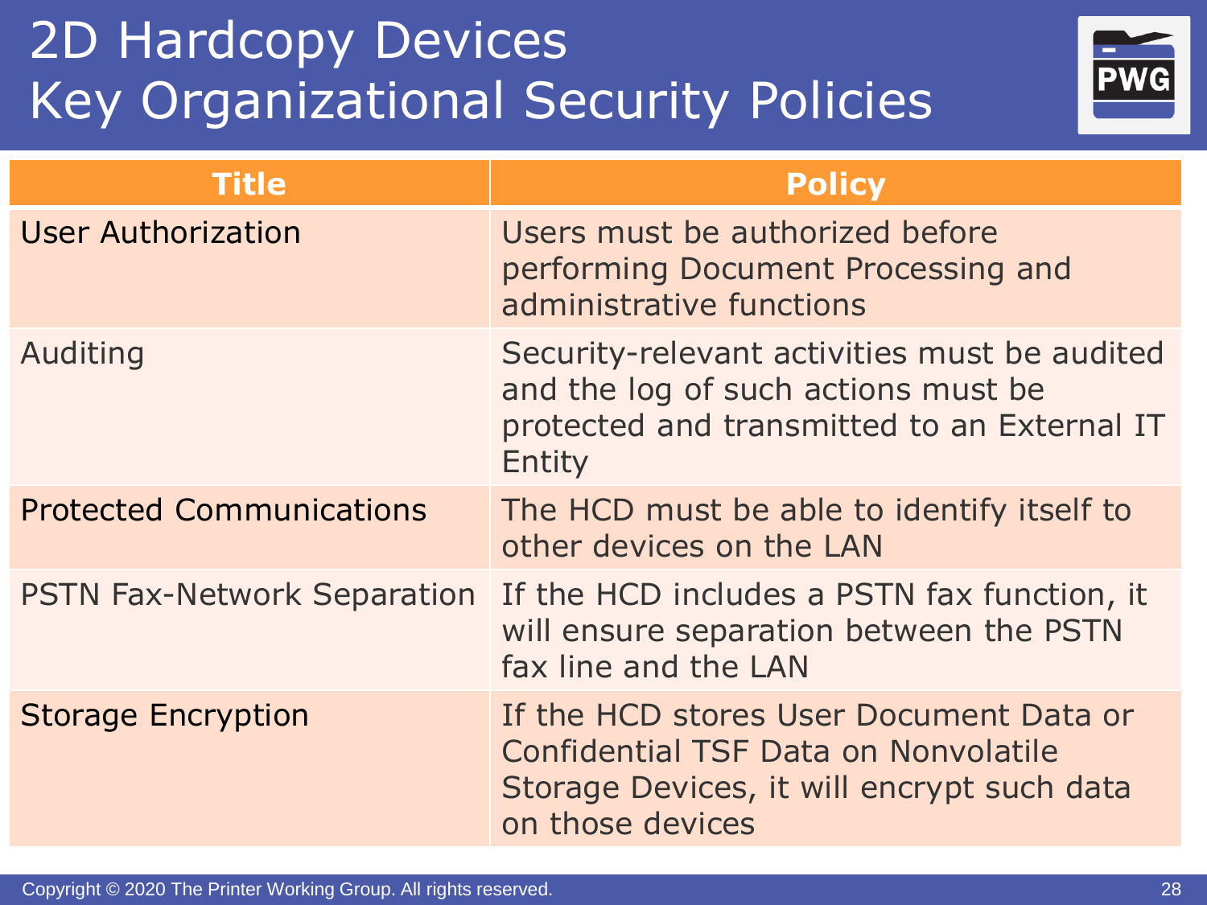# 2D Hardcopy Devices Key Organizational Security Policies

| Title | Policy |
|---|---|
| User Authorization | Users must be authorized before performing Document Processing and administrative functions |
| Auditing | Security-relevant activities must be audited and the log of such actions must be protected and transmitted to an External IT Entity |
| Protected Communications | The HCD must be able to identify itself to other devices on the LAN |
| PSTN Fax-Network Separation | If the HCD includes a PSTN fax function, it will ensure separation between the PSTN fax line and the LAN |
| Storage Encryption | If the HCD stores User Document Data or Confidential TSF Data on Nonvolatile Storage Devices, it will encrypt such data on those devices |

Copyright © 2020 The Printer Working Group. All rights reserved.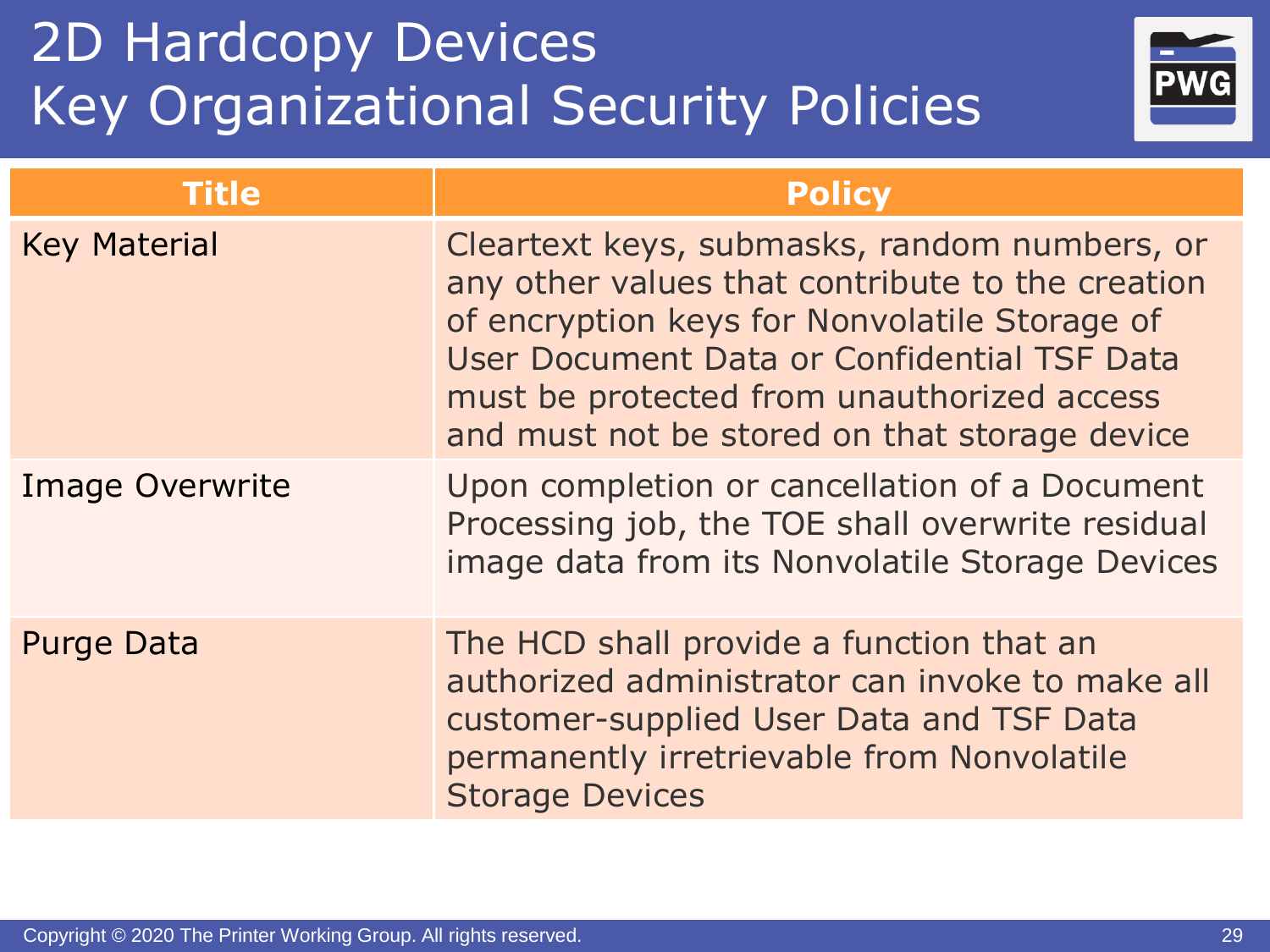# 2D Hardcopy Devices
# Key Organizational Security Policies

| Title | Policy |
| --- | --- |
| Key Material | Cleartext keys, submasks, random numbers, or any other values that contribute to the creation of encryption keys for Nonvolatile Storage of User Document Data or Confidential TSF Data must be protected from unauthorized access and must not be stored on that storage device |
| Image Overwrite | Upon completion or cancellation of a Document Processing job, the TOE shall overwrite residual image data from its Nonvolatile Storage Devices |
| Purge Data | The HCD shall provide a function that an authorized administrator can invoke to make all customer-supplied User Data and TSF Data permanently irretrievable from Nonvolatile Storage Devices |

Copyright © 2020 The Printer Working Group. All rights reserved.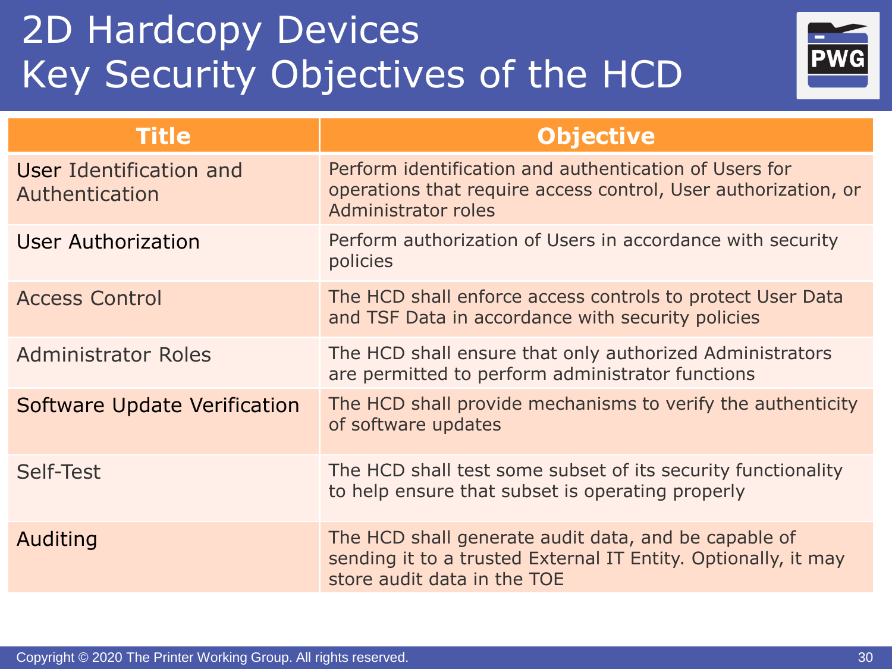# 2D Hardcopy Devices
# Key Security Objectives of the HCD

| Title | Objective |
| --- | --- |
| User Identification and Authentication | Perform identification and authentication of Users for operations that require access control, User authorization, or Administrator roles |
| User Authorization | Perform authorization of Users in accordance with security policies |
| Access Control | The HCD shall enforce access controls to protect User Data and TSF Data in accordance with security policies |
| Administrator Roles | The HCD shall ensure that only authorized Administrators are permitted to perform administrator functions |
| Software Update Verification | The HCD shall provide mechanisms to verify the authenticity of software updates |
| Self-Test | The HCD shall test some subset of its security functionality to help ensure that subset is operating properly |
| Auditing | The HCD shall generate audit data, and be capable of sending it to a trusted External IT Entity. Optionally, it may store audit data in the TOE |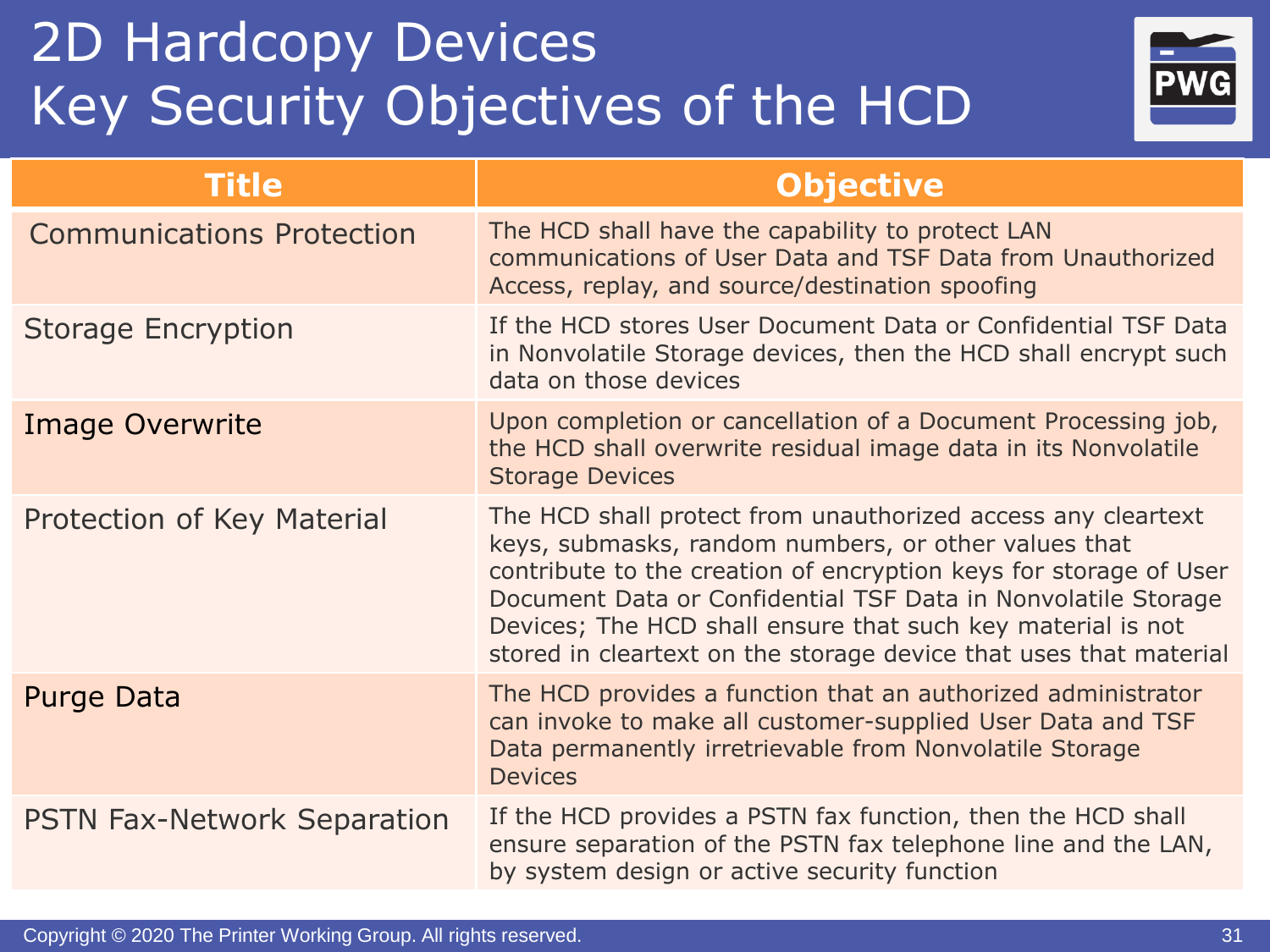# 2D Hardcopy Devices
# Key Security Objectives of the HCD

| Title | Objective |
| --- | --- |
| Communications Protection | The HCD shall have the capability to protect LAN communications of User Data and TSF Data from Unauthorized Access, replay, and source/destination spoofing |
| Storage Encryption | If the HCD stores User Document Data or Confidential TSF Data in Nonvolatile Storage devices, then the HCD shall encrypt such data on those devices |
| Image Overwrite | Upon completion or cancellation of a Document Processing job, the HCD shall overwrite residual image data in its Nonvolatile Storage Devices |
| Protection of Key Material | The HCD shall protect from unauthorized access any cleartext keys, submasks, random numbers, or other values that contribute to the creation of encryption keys for storage of User Document Data or Confidential TSF Data in Nonvolatile Storage Devices; The HCD shall ensure that such key material is not stored in cleartext on the storage device that uses that material |
| Purge Data | The HCD provides a function that an authorized administrator can invoke to make all customer-supplied User Data and TSF Data permanently irretrievable from Nonvolatile Storage Devices |
| PSTN Fax-Network Separation | If the HCD provides a PSTN fax function, then the HCD shall ensure separation of the PSTN fax telephone line and the LAN, by system design or active security function |

Copyright © 2020 The Printer Working Group. All rights reserved.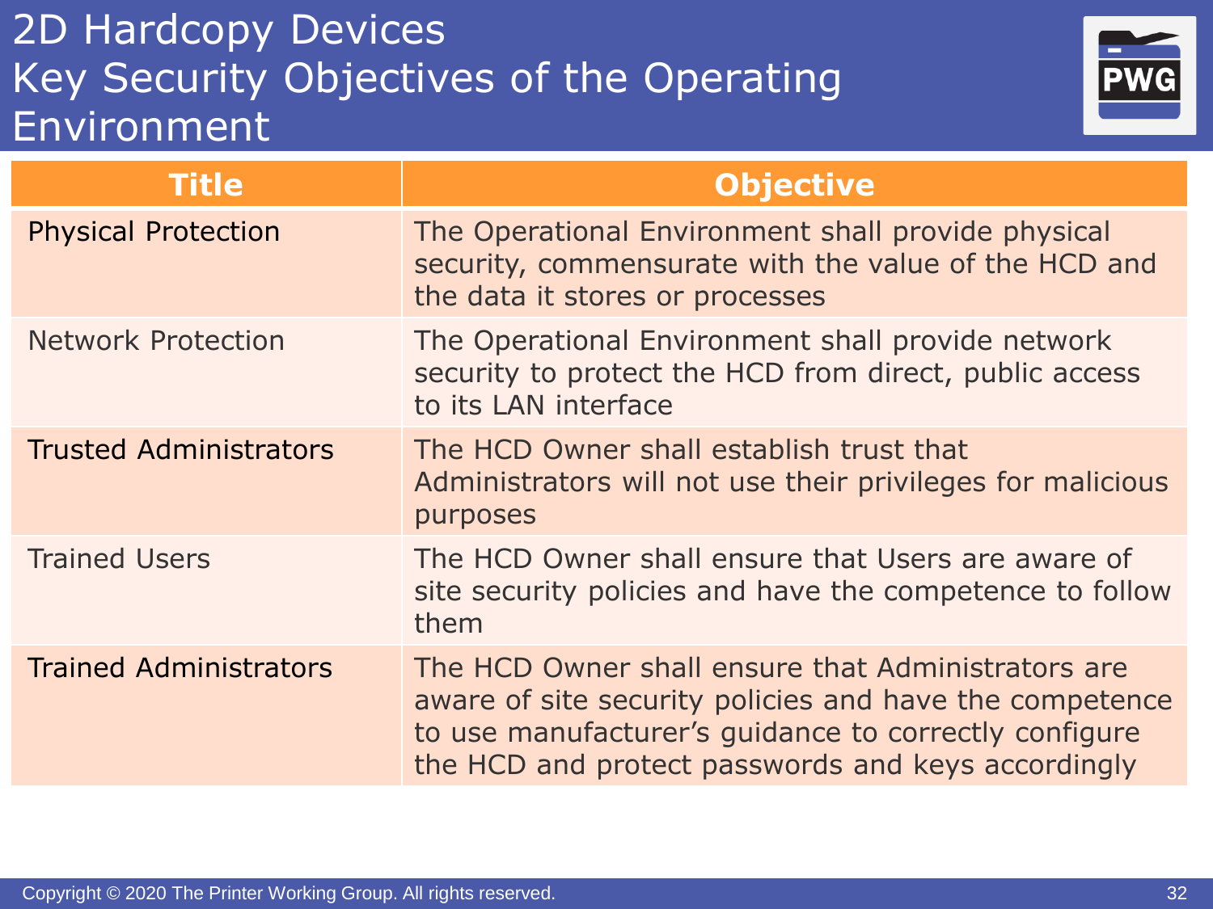# 2D Hardcopy Devices
# Key Security Objectives of the Operating Environment

| Title | Objective |
| --- | --- |
| Physical Protection | The Operational Environment shall provide physical security, commensurate with the value of the HCD and the data it stores or processes |
| Network Protection | The Operational Environment shall provide network security to protect the HCD from direct, public access to its LAN interface |
| Trusted Administrators | The HCD Owner shall establish trust that Administrators will not use their privileges for malicious purposes |
| Trained Users | The HCD Owner shall ensure that Users are aware of site security policies and have the competence to follow them |
| Trained Administrators | The HCD Owner shall ensure that Administrators are aware of site security policies and have the competence to use manufacturer's guidance to correctly configure the HCD and protect passwords and keys accordingly |

Copyright © 2020 The Printer Working Group. All rights reserved.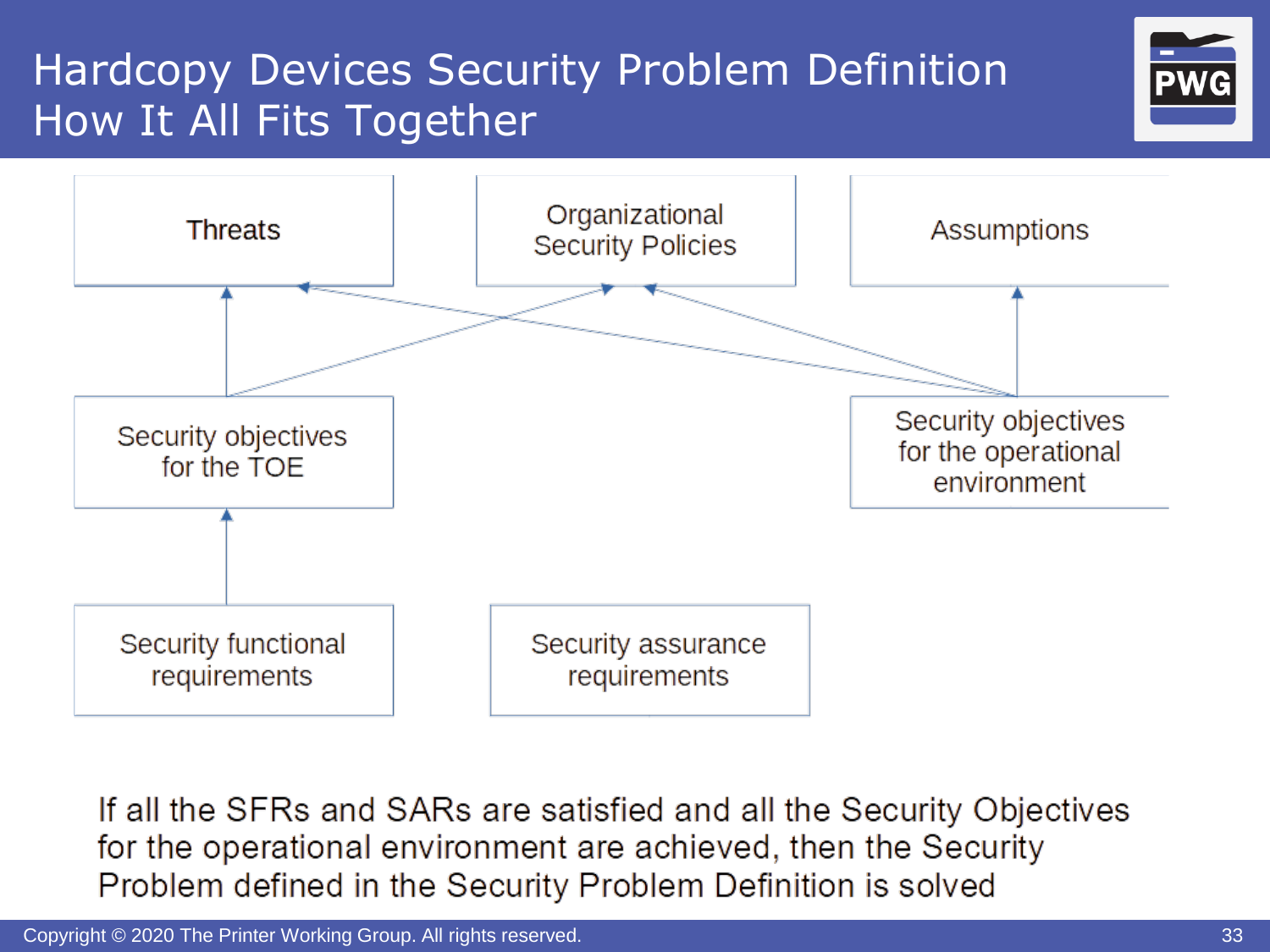# Hardcopy Devices Security Problem Definition How It All Fits Together

Threats

Organizational Security Policies

Assumptions

Security objectives for the TOE

Security objectives for the operational environment

Security functional requirements

Security assurance requirements

If all the SFRs and SARs are satisfied and all the Security Objectives for the operational environment are achieved, then the Security Problem defined in the Security Problem Definition is solved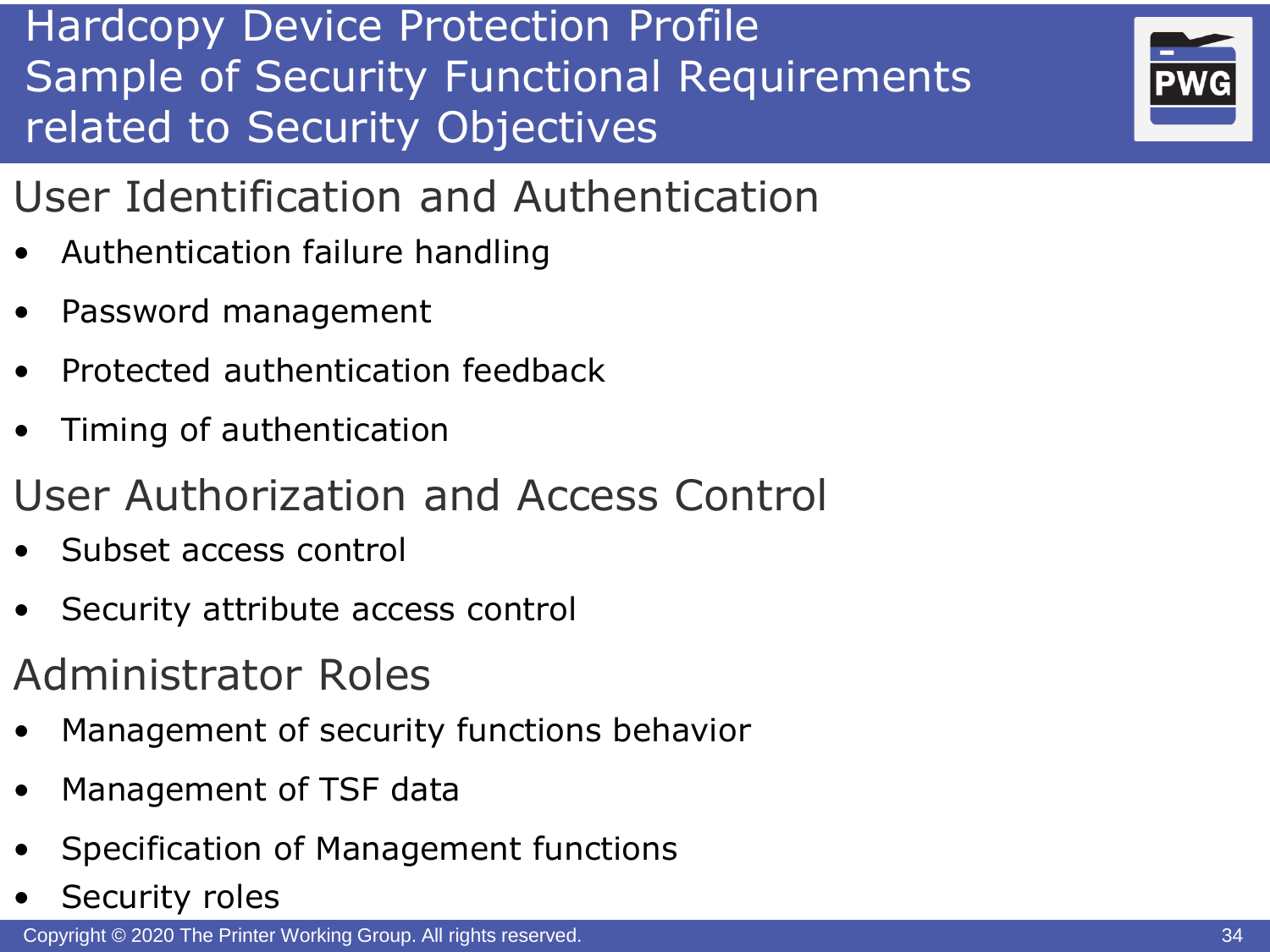# Hardcopy Device Protection Profile Sample of Security Functional Requirements related to Security Objectives

## User Identification and Authentication

- Authentication failure handling
- Password management
- Protected authentication feedback
- Timing of authentication

## User Authorization and Access Control

- Subset access control
- Security attribute access control

## Administrator Roles

- Management of security functions behavior
- Management of TSF data
- Specification of Management functions
- Security roles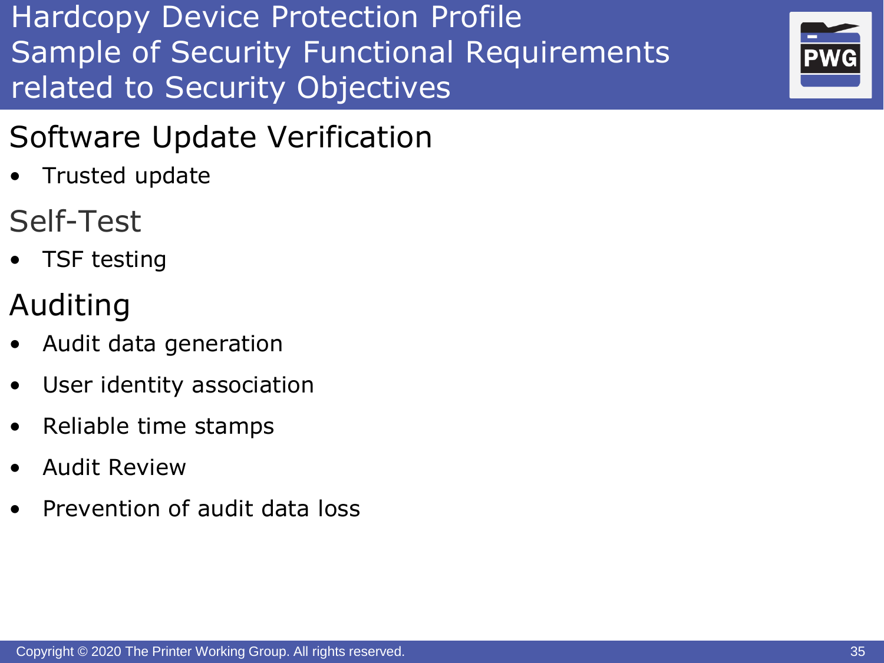# Hardcopy Device Protection Profile Sample of Security Functional Requirements related to Security Objectives

## Software Update Verification

- Trusted update

## Self-Test

- TSF testing

## Auditing

- Audit data generation
- User identity association
- Reliable time stamps
- Audit Review
- Prevention of audit data loss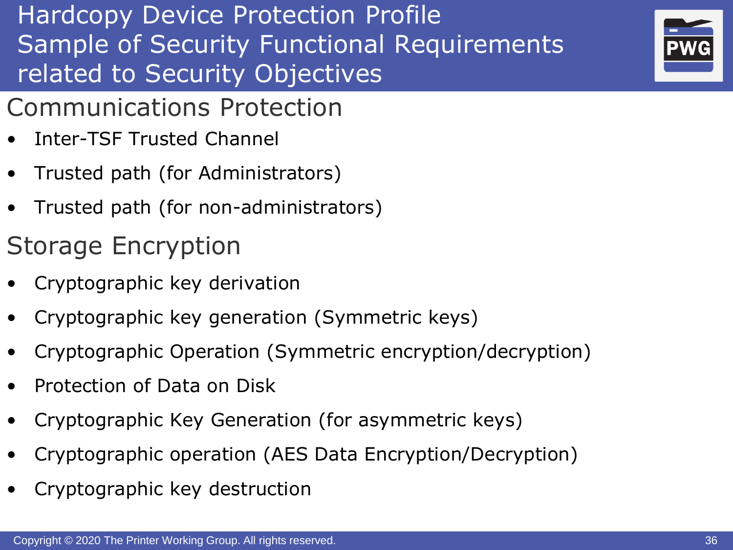# Hardcopy Device Protection Profile Sample of Security Functional Requirements related to Security Objectives

## Communications Protection

- Inter-TSF Trusted Channel
- Trusted path (for Administrators)
- Trusted path (for non-administrators)

## Storage Encryption

- Cryptographic key derivation
- Cryptographic key generation (Symmetric keys)
- Cryptographic Operation (Symmetric encryption/decryption)
- Protection of Data on Disk
- Cryptographic Key Generation (for asymmetric keys)
- Cryptographic operation (AES Data Encryption/Decryption)
- Cryptographic key destruction

Copyright © 2020 The Printer Working Group. All rights reserved.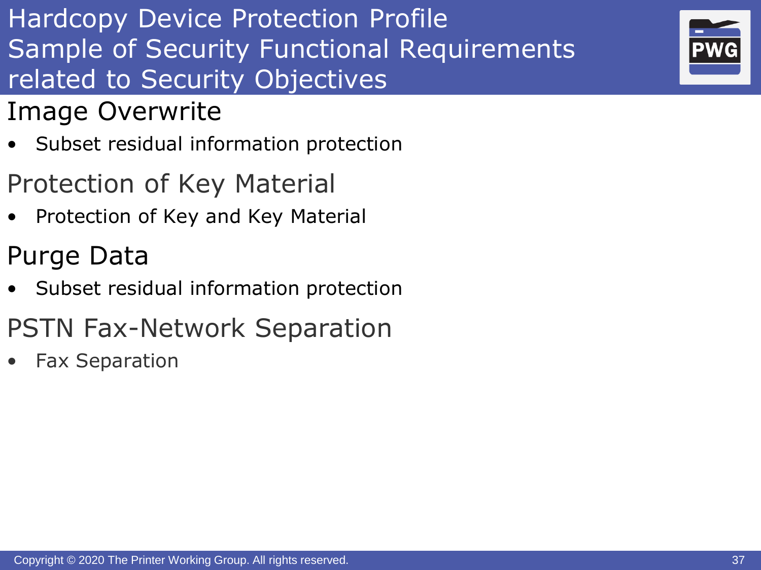# Hardcopy Device Protection Profile Sample of Security Functional Requirements related to Security Objectives

## Image Overwrite

- Subset residual information protection

## Protection of Key Material

- Protection of Key and Key Material

## Purge Data

- Subset residual information protection

## PSTN Fax-Network Separation

- Fax Separation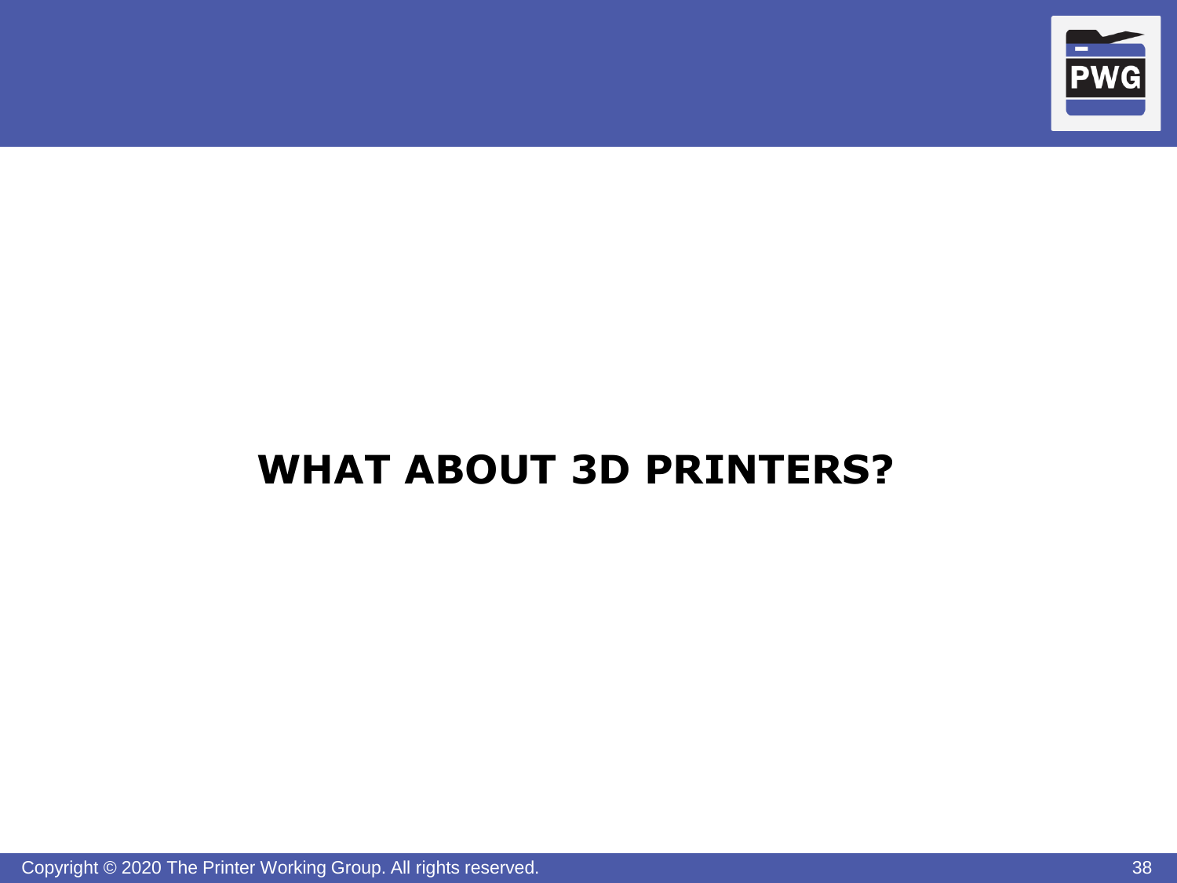# WHAT ABOUT 3D PRINTERS?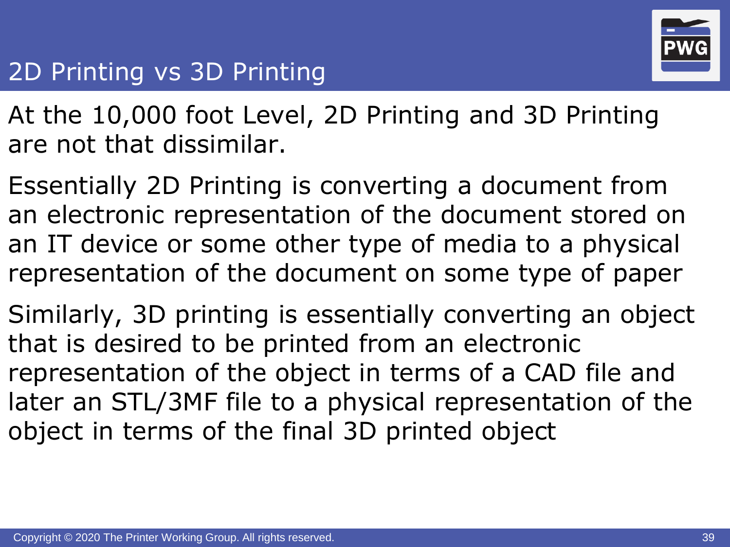# 2D Printing vs 3D Printing

At the 10,000 foot Level, 2D Printing and 3D Printing are not that dissimilar.

Essentially 2D Printing is converting a document from an electronic representation of the document stored on an IT device or some other type of media to a physical representation of the document on some type of paper

Similarly, 3D printing is essentially converting an object that is desired to be printed from an electronic representation of the object in terms of a CAD file and later an STL/3MF file to a physical representation of the object in terms of the final 3D printed object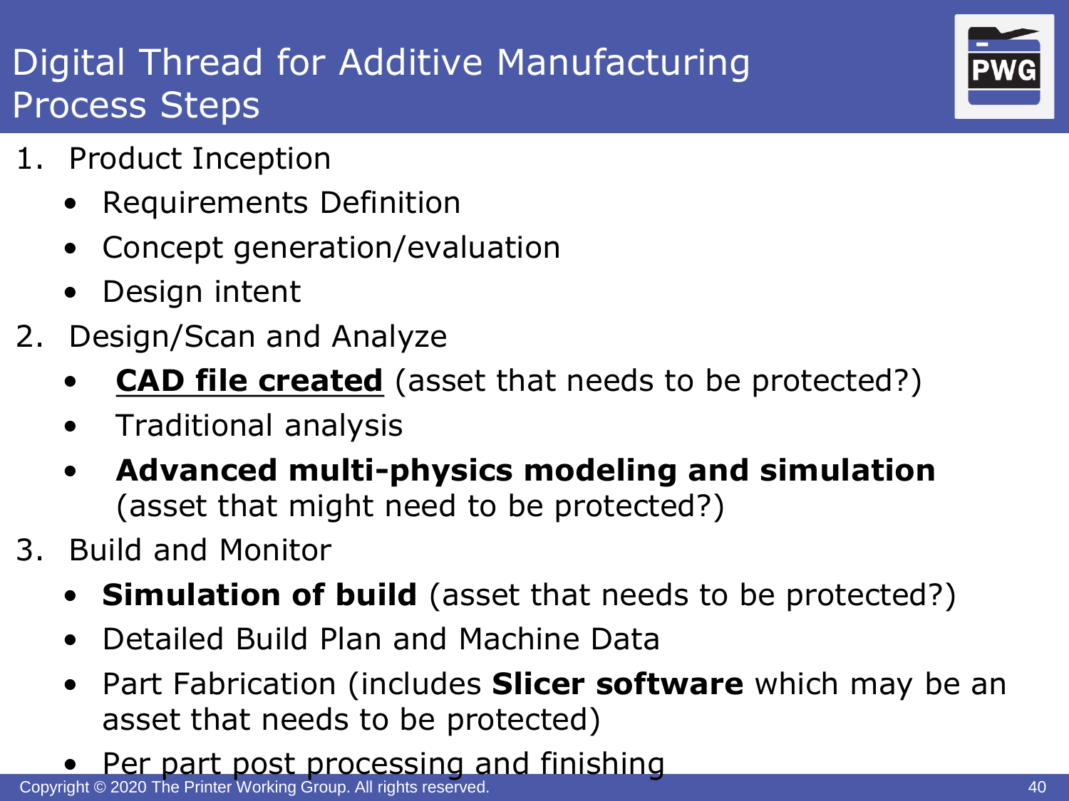# Digital Thread for Additive Manufacturing Process Steps

1. Product Inception
   - Requirements Definition
   - Concept generation/evaluation
   - Design intent
2. Design/Scan and Analyze
   - **<u>CAD file created</u>** (asset that needs to be protected?)
   - Traditional analysis
   - **Advanced multi-physics modeling and simulation** (asset that might need to be protected?)
3. Build and Monitor
   - **Simulation of build** (asset that needs to be protected?)
   - Detailed Build Plan and Machine Data
   - Part Fabrication (includes **Slicer software** which may be an asset that needs to be protected)
   - Per part post processing and finishing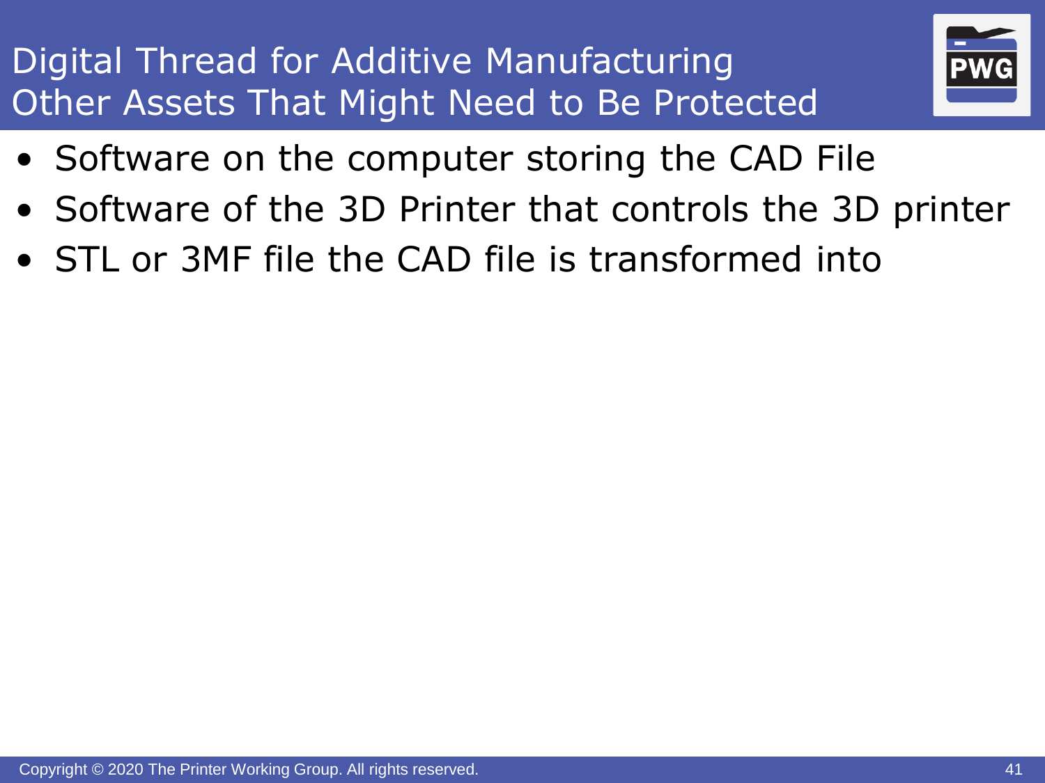# Digital Thread for Additive Manufacturing
## Other Assets That Might Need to Be Protected

- Software on the computer storing the CAD File
- Software of the 3D Printer that controls the 3D printer
- STL or 3MF file the CAD file is transformed into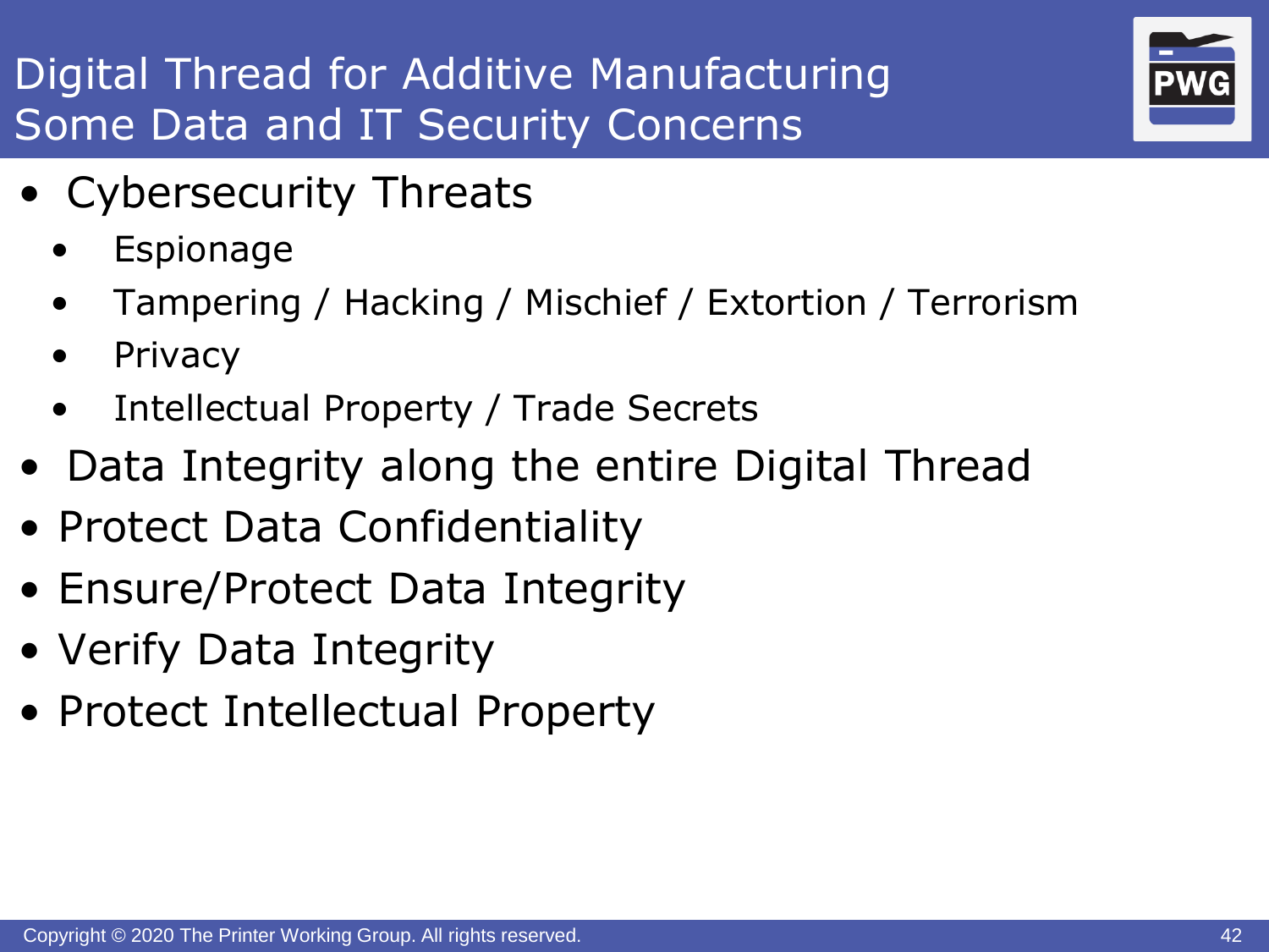# Digital Thread for Additive Manufacturing
## Some Data and IT Security Concerns

- Cybersecurity Threats
  - Espionage
  - Tampering / Hacking / Mischief / Extortion / Terrorism
  - Privacy
  - Intellectual Property / Trade Secrets
- Data Integrity along the entire Digital Thread
- Protect Data Confidentiality
- Ensure/Protect Data Integrity
- Verify Data Integrity
- Protect Intellectual Property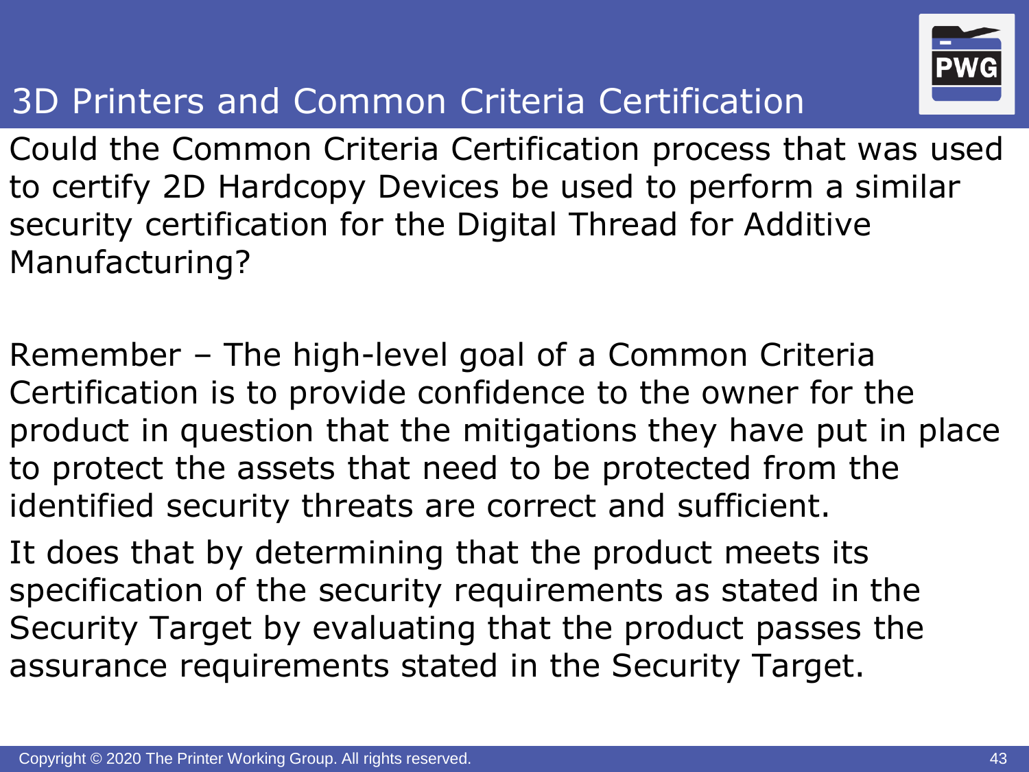# 3D Printers and Common Criteria Certification

Could the Common Criteria Certification process that was used to certify 2D Hardcopy Devices be used to perform a similar security certification for the Digital Thread for Additive Manufacturing?

Remember – The high-level goal of a Common Criteria Certification is to provide confidence to the owner for the product in question that the mitigations they have put in place to protect the assets that need to be protected from the identified security threats are correct and sufficient.

It does that by determining that the product meets its specification of the security requirements as stated in the Security Target by evaluating that the product passes the assurance requirements stated in the Security Target.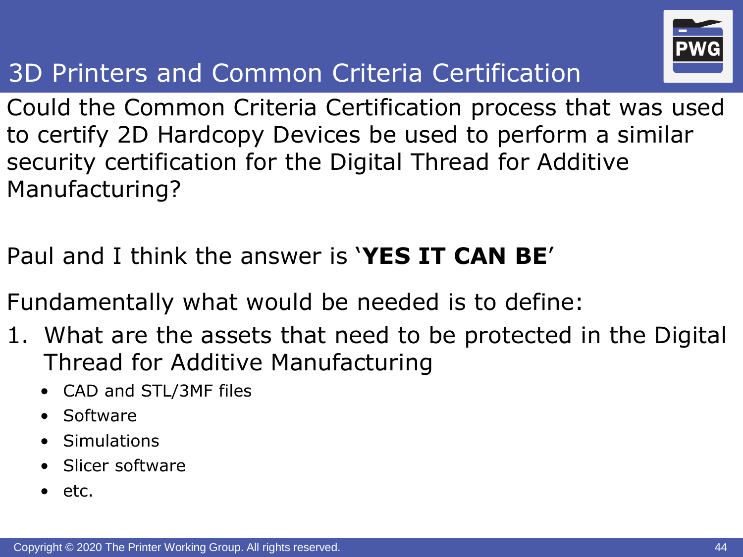# 3D Printers and Common Criteria Certification

Could the Common Criteria Certification process that was used to certify 2D Hardcopy Devices be used to perform a similar security certification for the Digital Thread for Additive Manufacturing?

Paul and I think the answer is '**YES IT CAN BE**'

Fundamentally what would be needed is to define:

1. What are the assets that need to be protected in the Digital Thread for Additive Manufacturing
   - CAD and STL/3MF files
   - Software
   - Simulations
   - Slicer software
   - etc.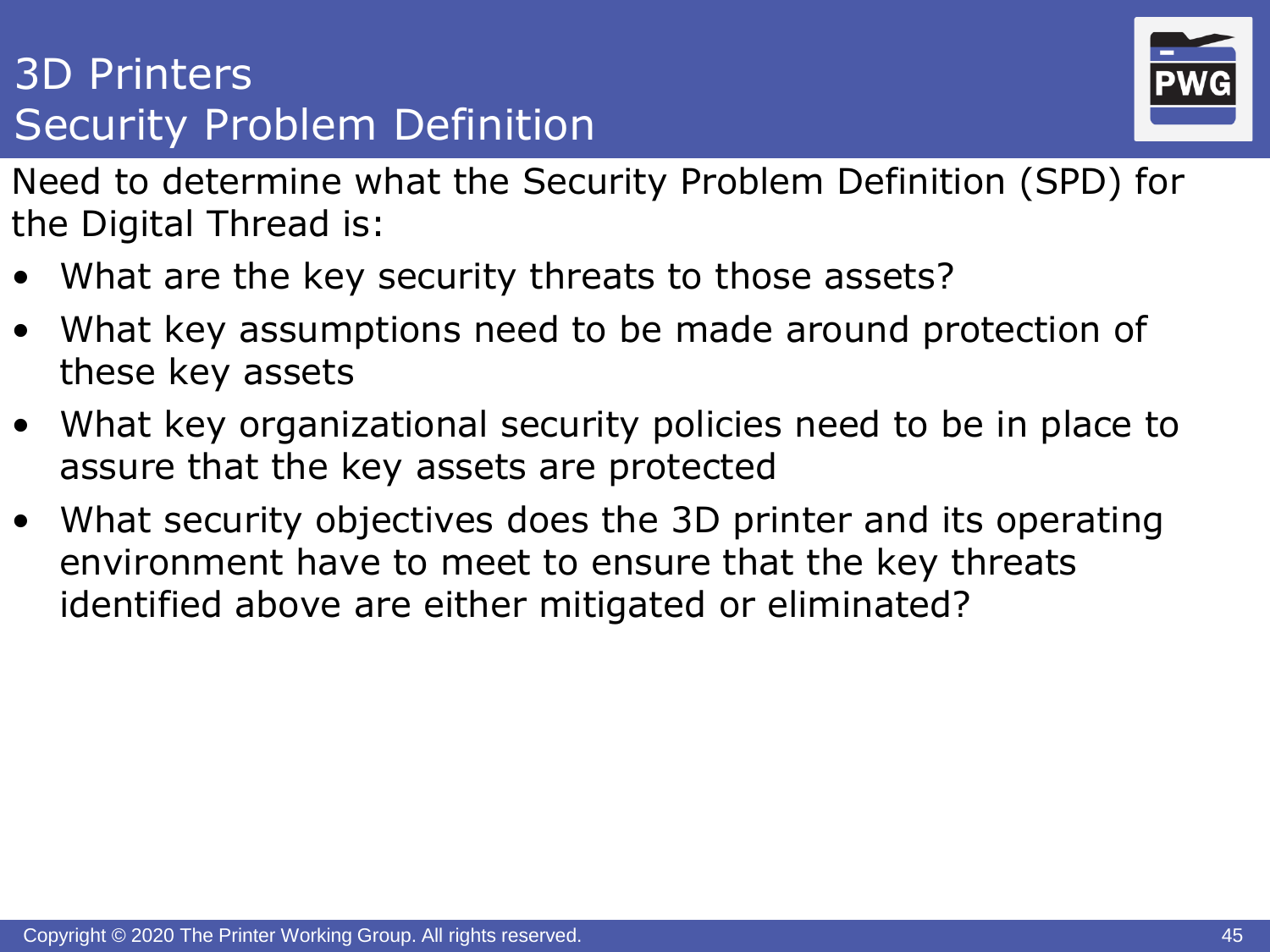# 3D Printers
# Security Problem Definition

Need to determine what the Security Problem Definition (SPD) for the Digital Thread is:

- What are the key security threats to those assets?
- What key assumptions need to be made around protection of these key assets
- What key organizational security policies need to be in place to assure that the key assets are protected
- What security objectives does the 3D printer and its operating environment have to meet to ensure that the key threats identified above are either mitigated or eliminated?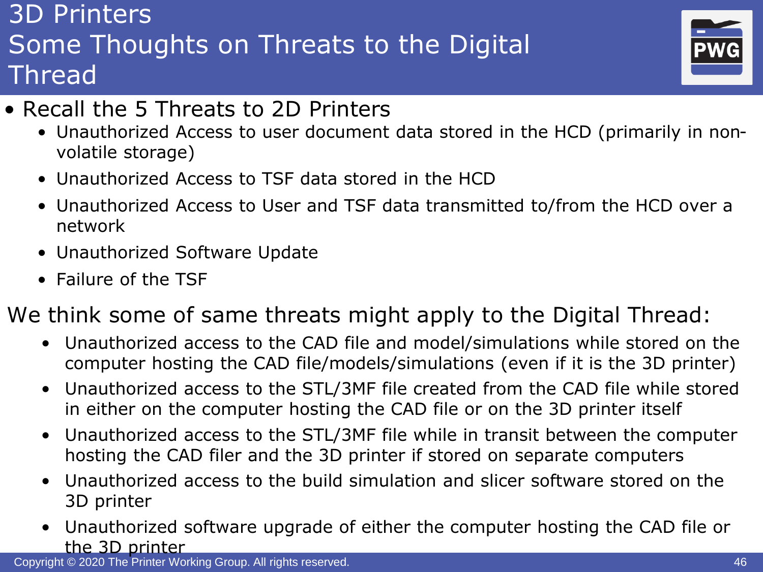# 3D Printers
# Some Thoughts on Threats to the Digital Thread

- Recall the 5 Threats to 2D Printers
  - Unauthorized Access to user document data stored in the HCD (primarily in non-volatile storage)
  - Unauthorized Access to TSF data stored in the HCD
  - Unauthorized Access to User and TSF data transmitted to/from the HCD over a network
  - Unauthorized Software Update
  - Failure of the TSF

We think some of same threats might apply to the Digital Thread:

- Unauthorized access to the CAD file and model/simulations while stored on the computer hosting the CAD file/models/simulations (even if it is the 3D printer)
- Unauthorized access to the STL/3MF file created from the CAD file while stored in either on the computer hosting the CAD file or on the 3D printer itself
- Unauthorized access to the STL/3MF file while in transit between the computer hosting the CAD filer and the 3D printer if stored on separate computers
- Unauthorized access to the build simulation and slicer software stored on the 3D printer
- Unauthorized software upgrade of either the computer hosting the CAD file or the 3D printer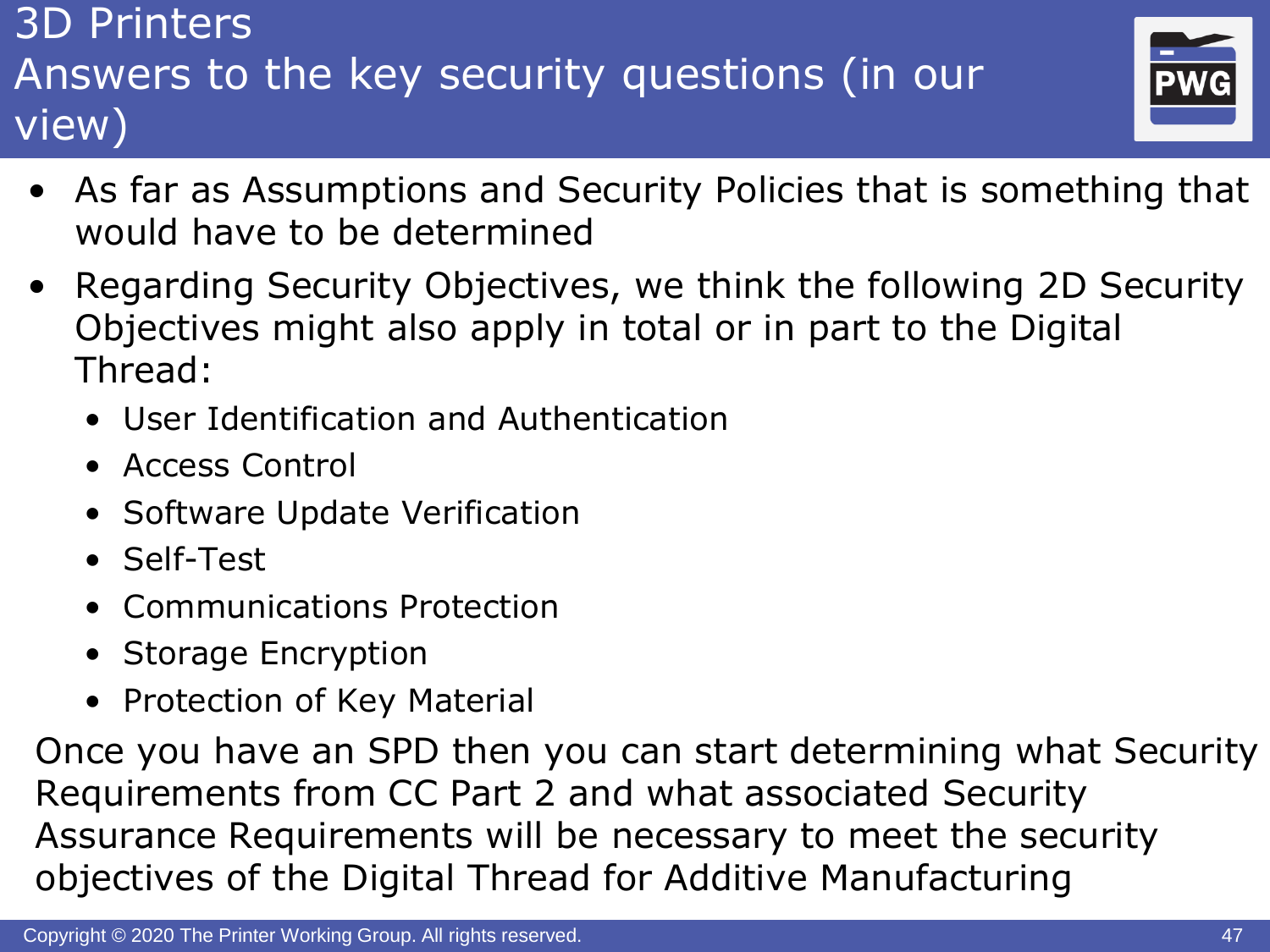# 3D Printers
## Answers to the key security questions (in our view)

- As far as Assumptions and Security Policies that is something that would have to be determined
- Regarding Security Objectives, we think the following 2D Security Objectives might also apply in total or in part to the Digital Thread:
  - User Identification and Authentication
  - Access Control
  - Software Update Verification
  - Self-Test
  - Communications Protection
  - Storage Encryption
  - Protection of Key Material

Once you have an SPD then you can start determining what Security Requirements from CC Part 2 and what associated Security Assurance Requirements will be necessary to meet the security objectives of the Digital Thread for Additive Manufacturing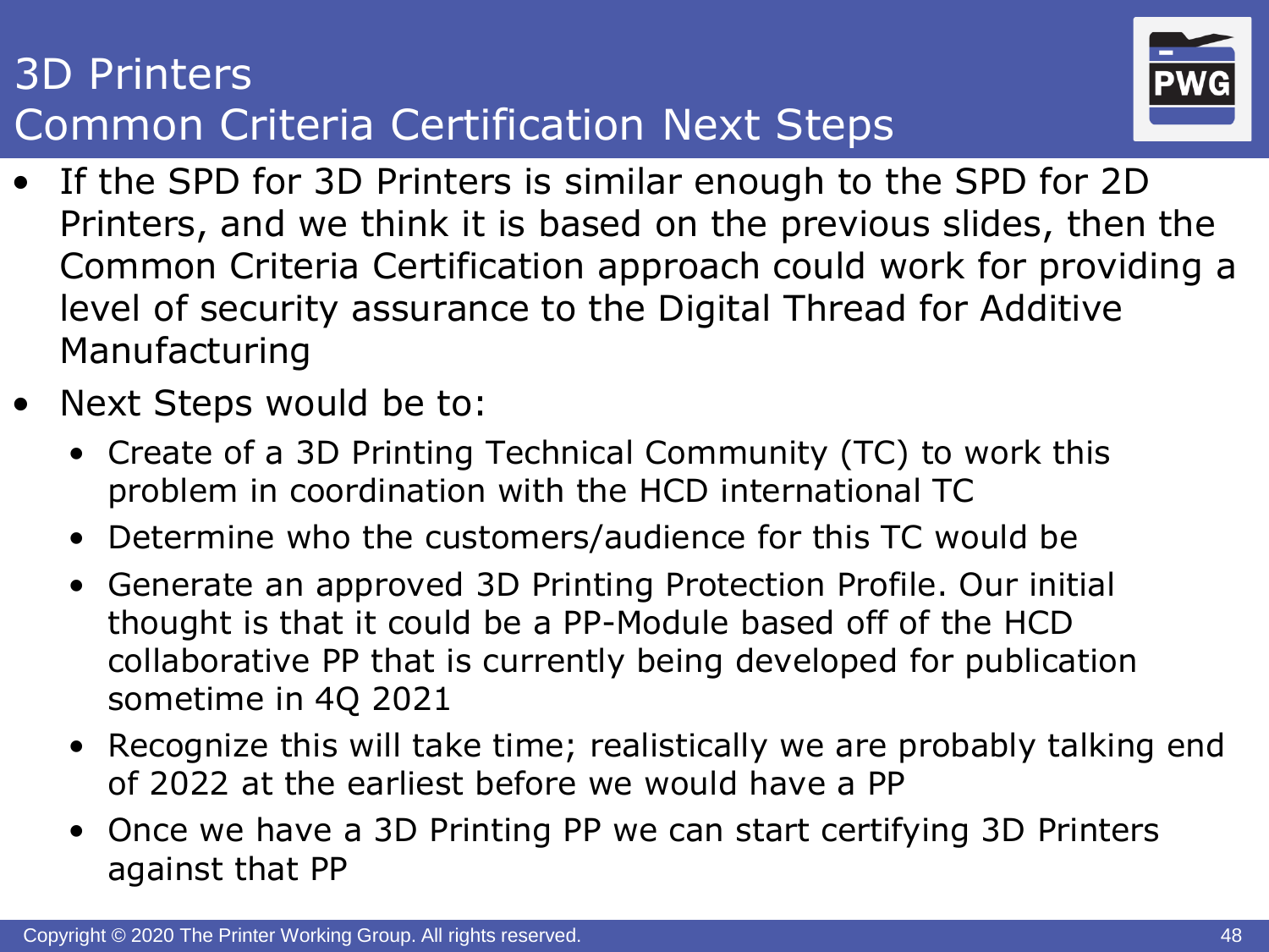# 3D Printers
## Common Criteria Certification Next Steps

- If the SPD for 3D Printers is similar enough to the SPD for 2D Printers, and we think it is based on the previous slides, then the Common Criteria Certification approach could work for providing a level of security assurance to the Digital Thread for Additive Manufacturing
- Next Steps would be to:
  - Create of a 3D Printing Technical Community (TC) to work this problem in coordination with the HCD international TC
  - Determine who the customers/audience for this TC would be
  - Generate an approved 3D Printing Protection Profile. Our initial thought is that it could be a PP-Module based off of the HCD collaborative PP that is currently being developed for publication sometime in 4Q 2021
  - Recognize this will take time; realistically we are probably talking end of 2022 at the earliest before we would have a PP
  - Once we have a 3D Printing PP we can start certifying 3D Printers against that PP